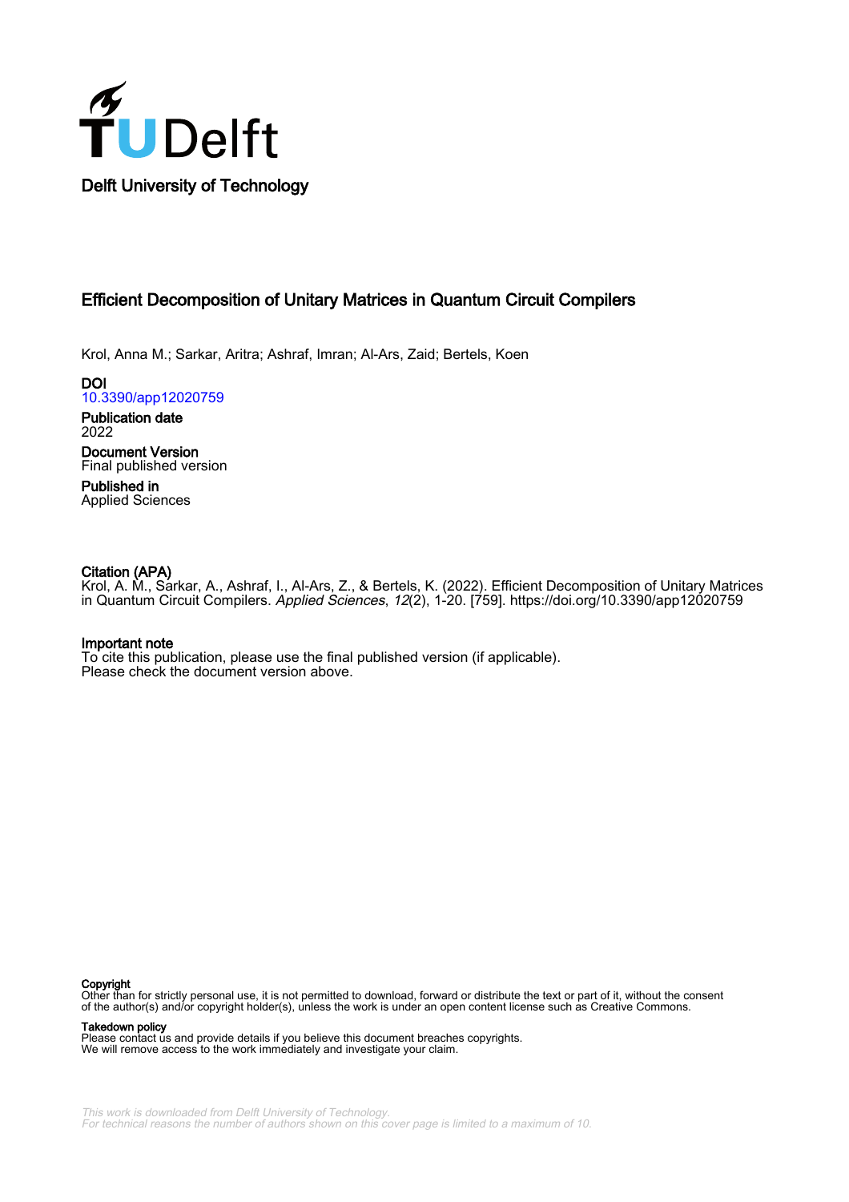Delft University of Technology

# Efficient Decomposition of Unitary Matrices in Quantum Circuit Compilers

Krol, Anna M.; Sarkar, Aritra; Ashraf, Imran; Al-Ars, Zaid; Bertels, Koen

**DOI**
10.3390/app12020759

**Publication date**
2022

**Document Version**
Final published version

**Published in**
Applied Sciences

**Citation (APA)**
Krol, A. M., Sarkar, A., Ashraf, I., Al-Ars, Z., & Bertels, K. (2022). Efficient Decomposition of Unitary Matrices in Quantum Circuit Compilers. *Applied Sciences*, *12*(2), 1-20. [759]. https://doi.org/10.3390/app12020759

**Important note**
To cite this publication, please use the final published version (if applicable).
Please check the document version above.

**Copyright**
Other than for strictly personal use, it is not permitted to download, forward or distribute the text or part of it, without the consent of the author(s) and/or copyright holder(s), unless the work is under an open content license such as Creative Commons.

**Takedown policy**
Please contact us and provide details if you believe this document breaches copyrights.
We will remove access to the work immediately and investigate your claim.

*This work is downloaded from Delft University of Technology.*
*For technical reasons the number of authors shown on this cover page is limited to a maximum of 10.*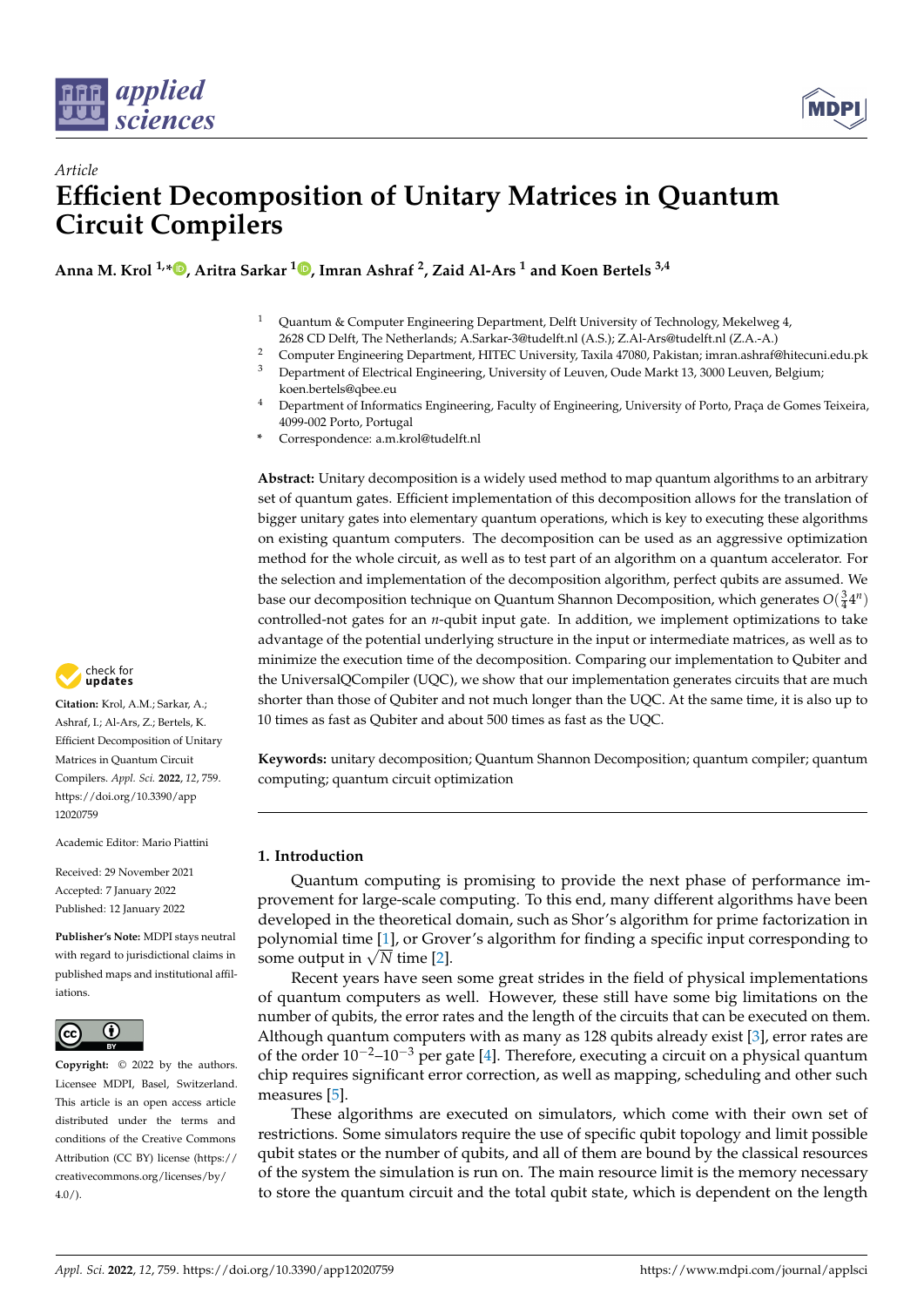## Article

# Efficient Decomposition of Unitary Matrices in Quantum Circuit Compilers

**Anna M. Krol [1,*], Aritra Sarkar [1], Imran Ashraf [2], Zaid Al-Ars [1] and Koen Bertels [3,4]**

1. Quantum & Computer Engineering Department, Delft University of Technology, Mekelweg 4, 2628 CD Delft, The Netherlands; A.Sarkar-3@tudelft.nl (A.S.); Z.Al-Ars@tudelft.nl (Z.A.-A.)
2. Computer Engineering Department, HITEC University, Taxila 47080, Pakistan; imran.ashraf@hitecuni.edu.pk
3. Department of Electrical Engineering, University of Leuven, Oude Markt 13, 3000 Leuven, Belgium; koen.bertels@qbee.eu
4. Department of Informatics Engineering, Faculty of Engineering, University of Porto, Praça de Gomes Teixeira, 4099-002 Porto, Portugal

\* Correspondence: a.m.krol@tudelft.nl

**Abstract:** Unitary decomposition is a widely used method to map quantum algorithms to an arbitrary set of quantum gates. Efficient implementation of this decomposition allows for the translation of bigger unitary gates into elementary quantum operations, which is key to executing these algorithms on existing quantum computers. The decomposition can be used as an aggressive optimization method for the whole circuit, as well as to test part of an algorithm on a quantum accelerator. For the selection and implementation of the decomposition algorithm, perfect qubits are assumed. We base our decomposition technique on Quantum Shannon Decomposition, which generates $O(\frac{3}{4}4^n)$ controlled-not gates for an $n$-qubit input gate. In addition, we implement optimizations to take advantage of the potential underlying structure in the input or intermediate matrices, as well as to minimize the execution time of the decomposition. Comparing our implementation to Qubiter and the UniversalQCompiler (UQC), we show that our implementation generates circuits that are much shorter than those of Qubiter and not much longer than the UQC. At the same time, it is also up to 10 times as fast as Qubiter and about 500 times as fast as the UQC.

**Keywords:** unitary decomposition; Quantum Shannon Decomposition; quantum compiler; quantum computing; quantum circuit optimization

**Citation:** Krol, A.M.; Sarkar, A.; Ashraf, I.; Al-Ars, Z.; Bertels, K. Efficient Decomposition of Unitary Matrices in Quantum Circuit Compilers. *Appl. Sci.* **2022**, *12*, 759. https://doi.org/10.3390/app12020759

Academic Editor: Mario Piattini

Received: 29 November 2021
Accepted: 7 January 2022
Published: 12 January 2022

**Publisher's Note:** MDPI stays neutral with regard to jurisdictional claims in published maps and institutional affiliations.

**Copyright:** © 2022 by the authors. Licensee MDPI, Basel, Switzerland. This article is an open access article distributed under the terms and conditions of the Creative Commons Attribution (CC BY) license (https://creativecommons.org/licenses/by/4.0/).

## 1. Introduction

Quantum computing is promising to provide the next phase of performance improvement for large-scale computing. To this end, many different algorithms have been developed in the theoretical domain, such as Shor's algorithm for prime factorization in polynomial time [1], or Grover's algorithm for finding a specific input corresponding to some output in $\sqrt{N}$ time [2].

Recent years have seen some great strides in the field of physical implementations of quantum computers as well. However, these still have some big limitations on the number of qubits, the error rates and the length of the circuits that can be executed on them. Although quantum computers with as many as 128 qubits already exist [3], error rates are of the order $10^{-2}$–$10^{-3}$ per gate [4]. Therefore, executing a circuit on a physical quantum chip requires significant error correction, as well as mapping, scheduling and other such measures [5].

These algorithms are executed on simulators, which come with their own set of restrictions. Some simulators require the use of specific qubit topology and limit possible qubit states or the number of qubits, and all of them are bound by the classical resources of the system the simulation is run on. The main resource limit is the memory necessary to store the quantum circuit and the total qubit state, which is dependent on the length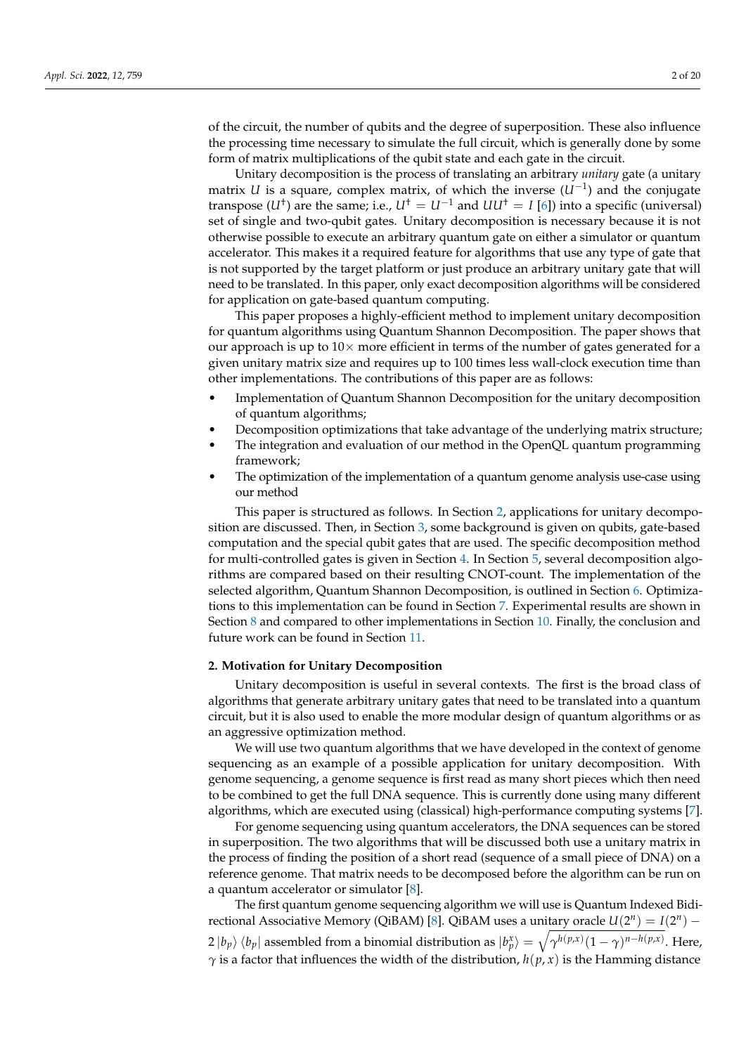of the circuit, the number of qubits and the degree of superposition. These also influence the processing time necessary to simulate the full circuit, which is generally done by some form of matrix multiplications of the qubit state and each gate in the circuit.

Unitary decomposition is the process of translating an arbitrary *unitary* gate (a unitary matrix $U$ is a square, complex matrix, of which the inverse ($U^{-1}$) and the conjugate transpose ($U^{\dagger}$) are the same; i.e., $U^{\dagger} = U^{-1}$ and $UU^{\dagger} = I$ [6]) into a specific (universal) set of single and two-qubit gates. Unitary decomposition is necessary because it is not otherwise possible to execute an arbitrary quantum gate on either a simulator or quantum accelerator. This makes it a required feature for algorithms that use any type of gate that is not supported by the target platform or just produce an arbitrary unitary gate that will need to be translated. In this paper, only exact decomposition algorithms will be considered for application on gate-based quantum computing.

This paper proposes a highly-efficient method to implement unitary decomposition for quantum algorithms using Quantum Shannon Decomposition. The paper shows that our approach is up to $10\times$ more efficient in terms of the number of gates generated for a given unitary matrix size and requires up to 100 times less wall-clock execution time than other implementations. The contributions of this paper are as follows:

- Implementation of Quantum Shannon Decomposition for the unitary decomposition of quantum algorithms;
- Decomposition optimizations that take advantage of the underlying matrix structure;
- The integration and evaluation of our method in the OpenQL quantum programming framework;
- The optimization of the implementation of a quantum genome analysis use-case using our method

This paper is structured as follows. In Section 2, applications for unitary decomposition are discussed. Then, in Section 3, some background is given on qubits, gate-based computation and the special qubit gates that are used. The specific decomposition method for multi-controlled gates is given in Section 4. In Section 5, several decomposition algorithms are compared based on their resulting CNOT-count. The implementation of the selected algorithm, Quantum Shannon Decomposition, is outlined in Section 6. Optimizations to this implementation can be found in Section 7. Experimental results are shown in Section 8 and compared to other implementations in Section 10. Finally, the conclusion and future work can be found in Section 11.

## 2. Motivation for Unitary Decomposition

Unitary decomposition is useful in several contexts. The first is the broad class of algorithms that generate arbitrary unitary gates that need to be translated into a quantum circuit, but it is also used to enable the more modular design of quantum algorithms or as an aggressive optimization method.

We will use two quantum algorithms that we have developed in the context of genome sequencing as an example of a possible application for unitary decomposition. With genome sequencing, a genome sequence is first read as many short pieces which then need to be combined to get the full DNA sequence. This is currently done using many different algorithms, which are executed using (classical) high-performance computing systems [7].

For genome sequencing using quantum accelerators, the DNA sequences can be stored in superposition. The two algorithms that will be discussed both use a unitary matrix in the process of finding the position of a short read (sequence of a small piece of DNA) on a reference genome. That matrix needs to be decomposed before the algorithm can be run on a quantum accelerator or simulator [8].

The first quantum genome sequencing algorithm we will use is Quantum Indexed Bidirectional Associative Memory (QiBAM) [8]. QiBAM uses a unitary oracle $U(2^n) = I(2^n) - 2\left|b_p\right\rangle\left\langle b_p\right|$ assembled from a binomial distribution as $\left|b_p^x\right\rangle = \sqrt{\gamma^{h(p,x)}(1-\gamma)^{n-h(p,x)}}$. Here, $\gamma$ is a factor that influences the width of the distribution, $h(p,x)$ is the Hamming distance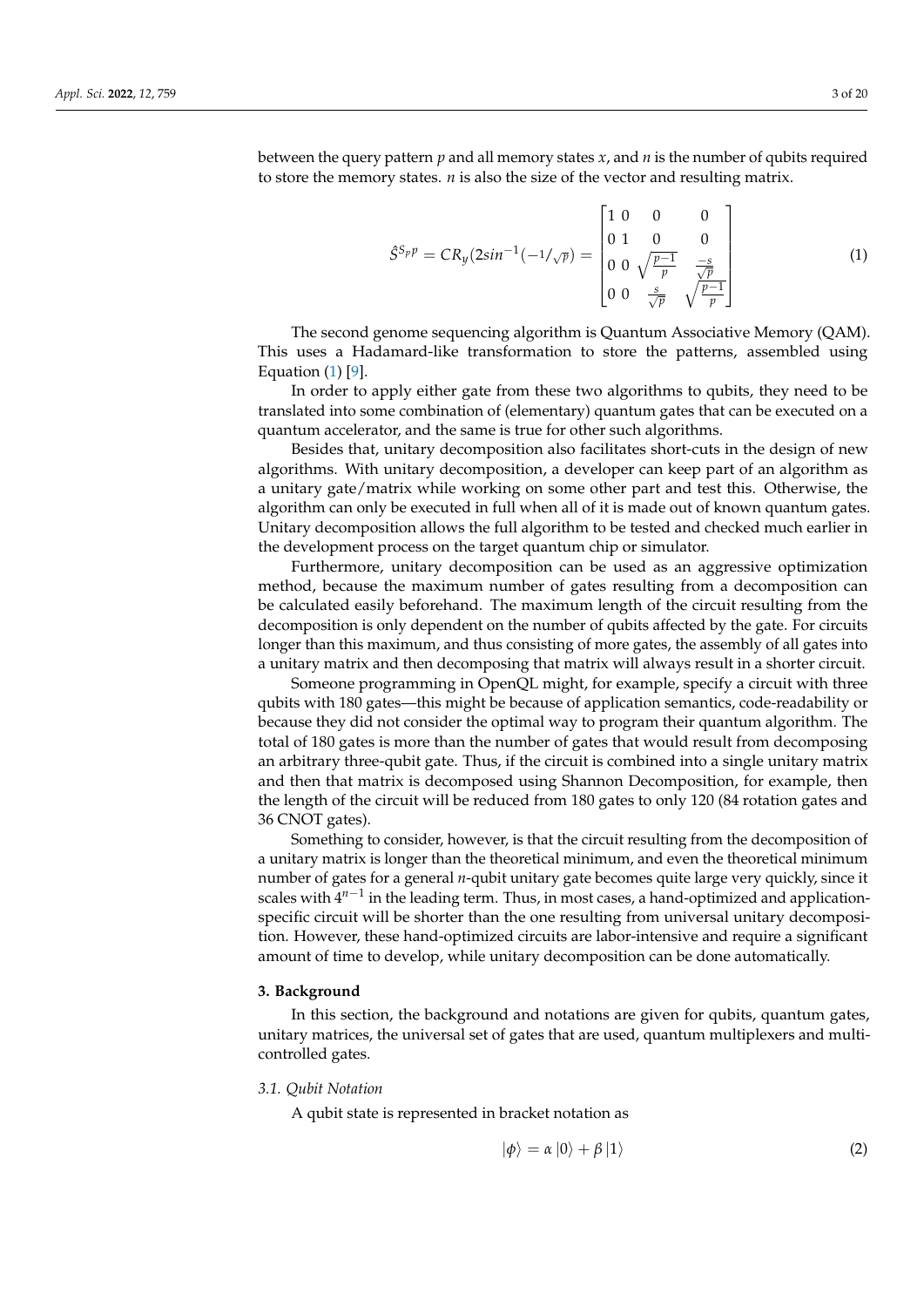between the query pattern $p$ and all memory states $x$, and $n$ is the number of qubits required to store the memory states. $n$ is also the size of the vector and resulting matrix.

$$\hat{S}^{S_p p} = CR_y(2sin^{-1}(-1/\sqrt{p}) = \begin{bmatrix} 1 & 0 & 0 & 0 \\ 0 & 1 & 0 & 0 \\ 0 & 0 & \sqrt{\frac{p-1}{p}} & \frac{-s}{\sqrt{p}} \\ 0 & 0 & \frac{s}{\sqrt{p}} & \sqrt{\frac{p-1}{p}} \end{bmatrix} \tag{1}$$

The second genome sequencing algorithm is Quantum Associative Memory (QAM). This uses a Hadamard-like transformation to store the patterns, assembled using Equation (1) [9].

In order to apply either gate from these two algorithms to qubits, they need to be translated into some combination of (elementary) quantum gates that can be executed on a quantum accelerator, and the same is true for other such algorithms.

Besides that, unitary decomposition also facilitates short-cuts in the design of new algorithms. With unitary decomposition, a developer can keep part of an algorithm as a unitary gate/matrix while working on some other part and test this. Otherwise, the algorithm can only be executed in full when all of it is made out of known quantum gates. Unitary decomposition allows the full algorithm to be tested and checked much earlier in the development process on the target quantum chip or simulator.

Furthermore, unitary decomposition can be used as an aggressive optimization method, because the maximum number of gates resulting from a decomposition can be calculated easily beforehand. The maximum length of the circuit resulting from the decomposition is only dependent on the number of qubits affected by the gate. For circuits longer than this maximum, and thus consisting of more gates, the assembly of all gates into a unitary matrix and then decomposing that matrix will always result in a shorter circuit.

Someone programming in OpenQL might, for example, specify a circuit with three qubits with 180 gates—this might be because of application semantics, code-readability or because they did not consider the optimal way to program their quantum algorithm. The total of 180 gates is more than the number of gates that would result from decomposing an arbitrary three-qubit gate. Thus, if the circuit is combined into a single unitary matrix and then that matrix is decomposed using Shannon Decomposition, for example, then the length of the circuit will be reduced from 180 gates to only 120 (84 rotation gates and 36 CNOT gates).

Something to consider, however, is that the circuit resulting from the decomposition of a unitary matrix is longer than the theoretical minimum, and even the theoretical minimum number of gates for a general $n$-qubit unitary gate becomes quite large very quickly, since it scales with $4^{n-1}$ in the leading term. Thus, in most cases, a hand-optimized and application-specific circuit will be shorter than the one resulting from universal unitary decomposition. However, these hand-optimized circuits are labor-intensive and require a significant amount of time to develop, while unitary decomposition can be done automatically.

## 3. Background

In this section, the background and notations are given for qubits, quantum gates, unitary matrices, the universal set of gates that are used, quantum multiplexers and multi-controlled gates.

### 3.1. Qubit Notation

A qubit state is represented in bracket notation as

$$|\phi\rangle = \alpha\,|0\rangle + \beta\,|1\rangle \tag{2}$$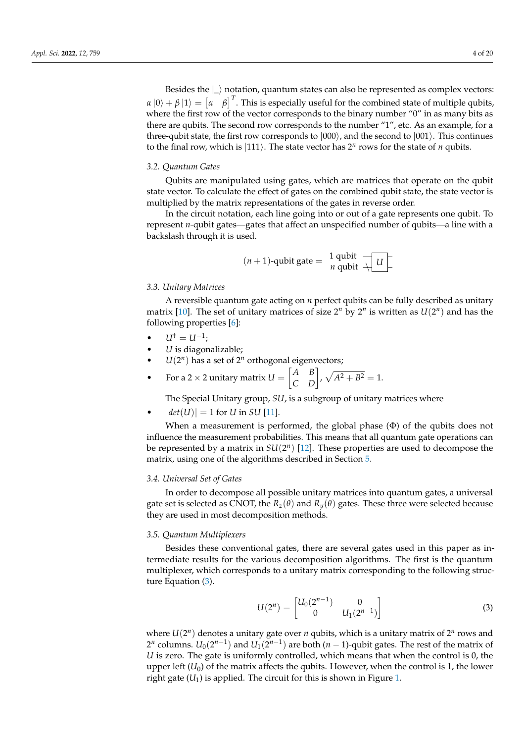Besides the $|\_\rangle$ notation, quantum states can also be represented as complex vectors: $\alpha|0\rangle + \beta|1\rangle = \begin{bmatrix}\alpha & \beta\end{bmatrix}^T$. This is especially useful for the combined state of multiple qubits, where the first row of the vector corresponds to the binary number "0" in as many bits as there are qubits. The second row corresponds to the number "1", etc. As an example, for a three-qubit state, the first row corresponds to $|000\rangle$, and the second to $|001\rangle$. This continues to the final row, which is $|111\rangle$. The state vector has $2^n$ rows for the state of $n$ qubits.

### 3.2. Quantum Gates

Qubits are manipulated using gates, which are matrices that operate on the qubit state vector. To calculate the effect of gates on the combined qubit state, the state vector is multiplied by the matrix representations of the gates in reverse order.

In the circuit notation, each line going into or out of a gate represents one qubit. To represent $n$-qubit gates—gates that affect an unspecified number of qubits—a line with a backslash through it is used.

$$(n+1)\text{-qubit gate} = \begin{array}{l}1 \text{ qubit} \\ n \text{ qubit}\end{array} \boxed{U}$$

### 3.3. Unitary Matrices

A reversible quantum gate acting on $n$ perfect qubits can be fully described as unitary matrix [10]. The set of unitary matrices of size $2^n$ by $2^n$ is written as $U(2^n)$ and has the following properties [6]:

- $U^\dagger = U^{-1}$;
- $U$ is diagonalizable;
- $U(2^n)$ has a set of $2^n$ orthogonal eigenvectors;
- For a $2 \times 2$ unitary matrix $U = \begin{bmatrix} A & B \\ C & D \end{bmatrix}$, $\sqrt{A^2 + B^2} = 1$.

The Special Unitary group, $SU$, is a subgroup of unitary matrices where

- $|det(U)| = 1$ for $U$ in $SU$ [11].

When a measurement is performed, the global phase ($\Phi$) of the qubits does not influence the measurement probabilities. This means that all quantum gate operations can be represented by a matrix in $SU(2^n)$ [12]. These properties are used to decompose the matrix, using one of the algorithms described in Section 5.

### 3.4. Universal Set of Gates

In order to decompose all possible unitary matrices into quantum gates, a universal gate set is selected as CNOT, the $R_z(\theta)$ and $R_y(\theta)$ gates. These three were selected because they are used in most decomposition methods.

### 3.5. Quantum Multiplexers

Besides these conventional gates, there are several gates used in this paper as intermediate results for the various decomposition algorithms. The first is the quantum multiplexer, which corresponds to a unitary matrix corresponding to the following structure Equation (3).

$$U(2^n) = \begin{bmatrix} U_0(2^{n-1}) & 0 \\ 0 & U_1(2^{n-1}) \end{bmatrix} \tag{3}$$

where $U(2^n)$ denotes a unitary gate over $n$ qubits, which is a unitary matrix of $2^n$ rows and $2^n$ columns. $U_0(2^{n-1})$ and $U_1(2^{n-1})$ are both $(n-1)$-qubit gates. The rest of the matrix of $U$ is zero. The gate is uniformly controlled, which means that when the control is 0, the upper left ($U_0$) of the matrix affects the qubits. However, when the control is 1, the lower right gate ($U_1$) is applied. The circuit for this is shown in Figure 1.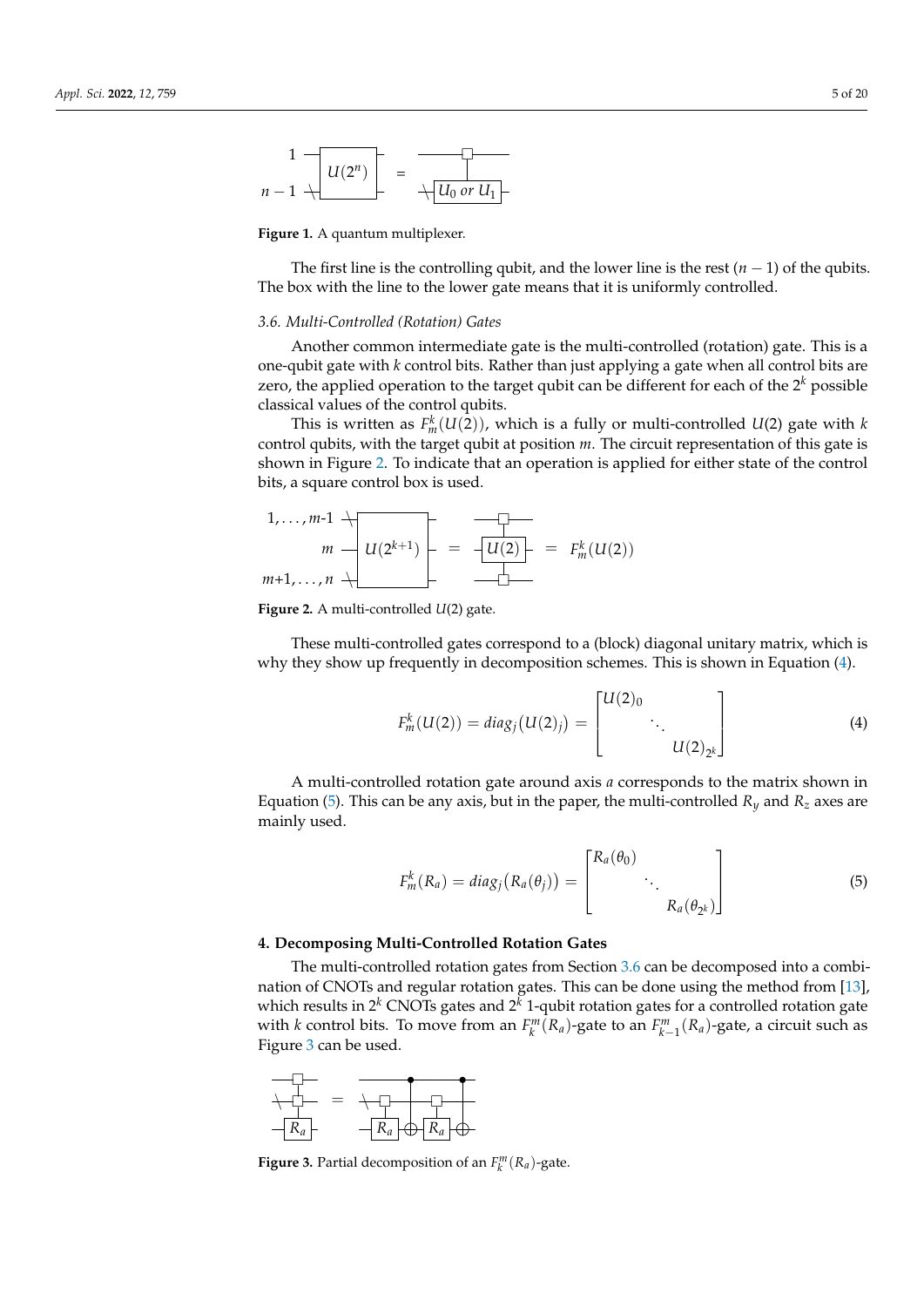Figure 1. A quantum multiplexer.

The first line is the controlling qubit, and the lower line is the rest ($n - 1$) of the qubits. The box with the line to the lower gate means that it is uniformly controlled.

### 3.6. Multi-Controlled (Rotation) Gates

Another common intermediate gate is the multi-controlled (rotation) gate. This is a one-qubit gate with $k$ control bits. Rather than just applying a gate when all control bits are zero, the applied operation to the target qubit can be different for each of the $2^k$ possible classical values of the control qubits.

This is written as $F_m^k(U(2))$, which is a fully or multi-controlled $U(2)$ gate with $k$ control qubits, with the target qubit at position $m$. The circuit representation of this gate is shown in Figure 2. To indicate that an operation is applied for either state of the control bits, a square control box is used.

Figure 2. A multi-controlled $U(2)$ gate.

These multi-controlled gates correspond to a (block) diagonal unitary matrix, which is why they show up frequently in decomposition schemes. This is shown in Equation (4).

$$F_m^k(U(2)) = diag_j(U(2)_j) = \begin{bmatrix} U(2)_0 & & \\ & \ddots & \\ & & U(2)_{2^k} \end{bmatrix} \tag{4}$$

A multi-controlled rotation gate around axis $a$ corresponds to the matrix shown in Equation (5). This can be any axis, but in the paper, the multi-controlled $R_y$ and $R_z$ axes are mainly used.

$$F_m^k(R_a) = diag_j(R_a(\theta_j)) = \begin{bmatrix} R_a(\theta_0) & & \\ & \ddots & \\ & & R_a(\theta_{2^k}) \end{bmatrix} \tag{5}$$

## 4. Decomposing Multi-Controlled Rotation Gates

The multi-controlled rotation gates from Section 3.6 can be decomposed into a combination of CNOTs and regular rotation gates. This can be done using the method from [13], which results in $2^k$ CNOTs gates and $2^k$ 1-qubit rotation gates for a controlled rotation gate with $k$ control bits. To move from an $F_k^m(R_a)$-gate to an $F_{k-1}^m(R_a)$-gate, a circuit such as Figure 3 can be used.

Figure 3. Partial decomposition of an $F_k^m(R_a)$-gate.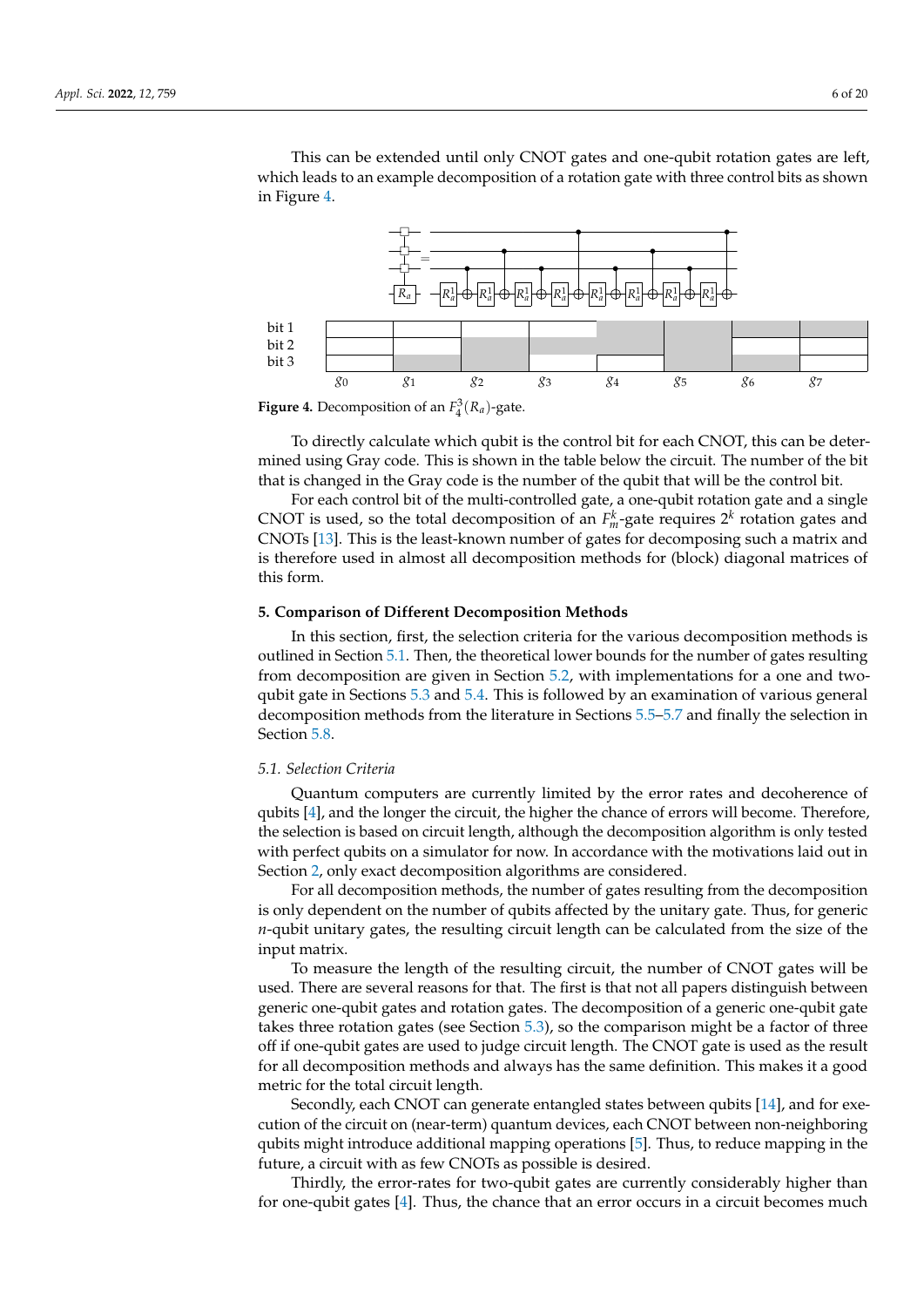This can be extended until only CNOT gates and one-qubit rotation gates are left, which leads to an example decomposition of a rotation gate with three control bits as shown in Figure 4.

Figure 4. Decomposition of an $F_4^3(R_a)$-gate.

To directly calculate which qubit is the control bit for each CNOT, this can be determined using Gray code. This is shown in the table below the circuit. The number of the bit that is changed in the Gray code is the number of the qubit that will be the control bit.

For each control bit of the multi-controlled gate, a one-qubit rotation gate and a single CNOT is used, so the total decomposition of an $F_m^k$-gate requires $2^k$ rotation gates and CNOTs [13]. This is the least-known number of gates for decomposing such a matrix and is therefore used in almost all decomposition methods for (block) diagonal matrices of this form.

## 5. Comparison of Different Decomposition Methods

In this section, first, the selection criteria for the various decomposition methods is outlined in Section 5.1. Then, the theoretical lower bounds for the number of gates resulting from decomposition are given in Section 5.2, with implementations for a one and two-qubit gate in Sections 5.3 and 5.4. This is followed by an examination of various general decomposition methods from the literature in Sections 5.5–5.7 and finally the selection in Section 5.8.

### 5.1. Selection Criteria

Quantum computers are currently limited by the error rates and decoherence of qubits [4], and the longer the circuit, the higher the chance of errors will become. Therefore, the selection is based on circuit length, although the decomposition algorithm is only tested with perfect qubits on a simulator for now. In accordance with the motivations laid out in Section 2, only exact decomposition algorithms are considered.

For all decomposition methods, the number of gates resulting from the decomposition is only dependent on the number of qubits affected by the unitary gate. Thus, for generic $n$-qubit unitary gates, the resulting circuit length can be calculated from the size of the input matrix.

To measure the length of the resulting circuit, the number of CNOT gates will be used. There are several reasons for that. The first is that not all papers distinguish between generic one-qubit gates and rotation gates. The decomposition of a generic one-qubit gate takes three rotation gates (see Section 5.3), so the comparison might be a factor of three off if one-qubit gates are used to judge circuit length. The CNOT gate is used as the result for all decomposition methods and always has the same definition. This makes it a good metric for the total circuit length.

Secondly, each CNOT can generate entangled states between qubits [14], and for execution of the circuit on (near-term) quantum devices, each CNOT between non-neighboring qubits might introduce additional mapping operations [5]. Thus, to reduce mapping in the future, a circuit with as few CNOTs as possible is desired.

Thirdly, the error-rates for two-qubit gates are currently considerably higher than for one-qubit gates [4]. Thus, the chance that an error occurs in a circuit becomes much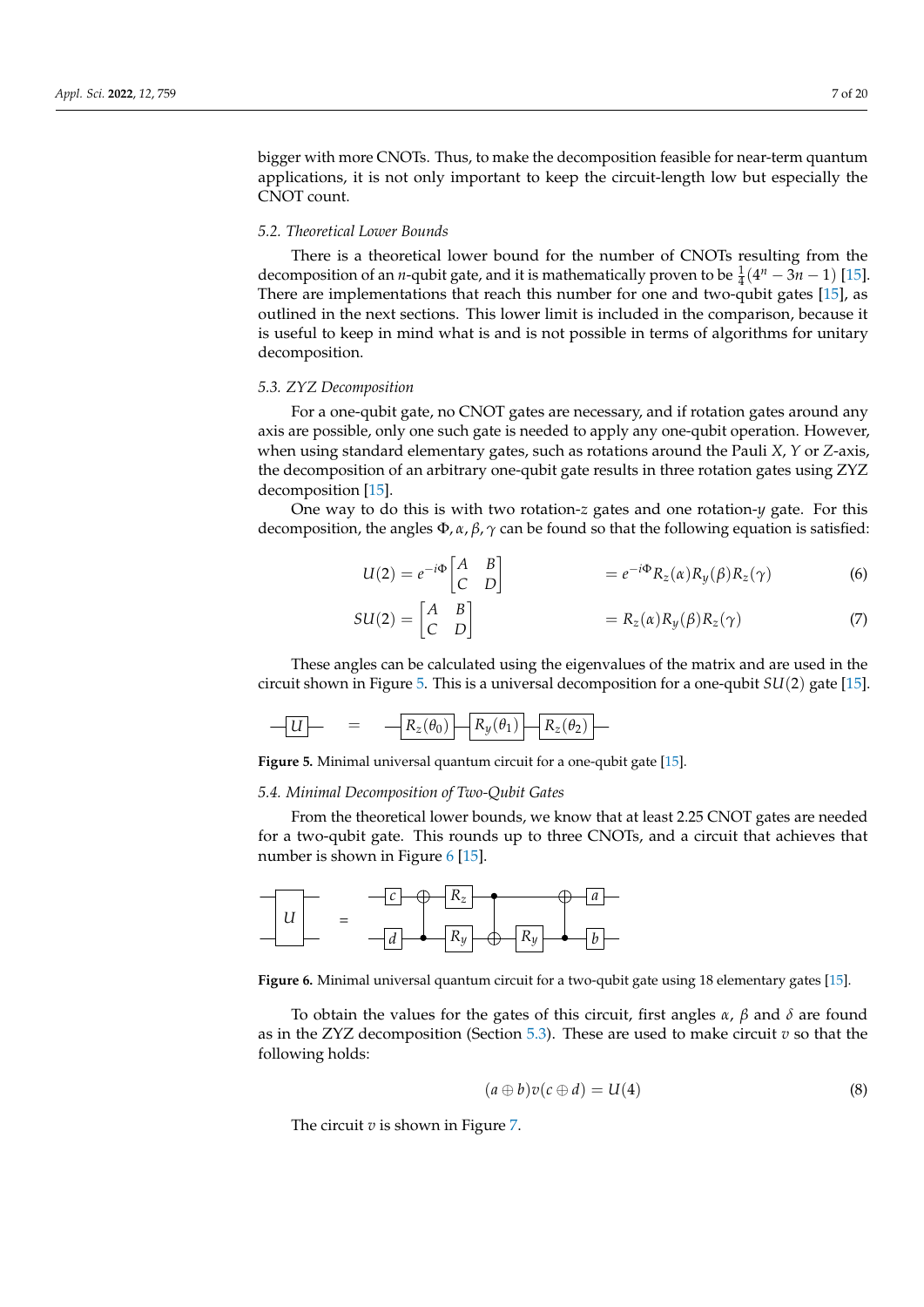bigger with more CNOTs. Thus, to make the decomposition feasible for near-term quantum applications, it is not only important to keep the circuit-length low but especially the CNOT count.

### 5.2. Theoretical Lower Bounds

There is a theoretical lower bound for the number of CNOTs resulting from the decomposition of an $n$-qubit gate, and it is mathematically proven to be $\frac{1}{4}(4^n - 3n - 1)$ [15]. There are implementations that reach this number for one and two-qubit gates [15], as outlined in the next sections. This lower limit is included in the comparison, because it is useful to keep in mind what is and is not possible in terms of algorithms for unitary decomposition.

### 5.3. ZYZ Decomposition

For a one-qubit gate, no CNOT gates are necessary, and if rotation gates around any axis are possible, only one such gate is needed to apply any one-qubit operation. However, when using standard elementary gates, such as rotations around the Pauli $X$, $Y$ or $Z$-axis, the decomposition of an arbitrary one-qubit gate results in three rotation gates using ZYZ decomposition [15].

One way to do this is with two rotation-$z$ gates and one rotation-$y$ gate. For this decomposition, the angles $\Phi, \alpha, \beta, \gamma$ can be found so that the following equation is satisfied:

$$U(2) = e^{-i\Phi}\begin{bmatrix} A & B \\ C & D \end{bmatrix} = e^{-i\Phi}R_z(\alpha)R_y(\beta)R_z(\gamma) \quad (6)$$

$$SU(2) = \begin{bmatrix} A & B \\ C & D \end{bmatrix} = R_z(\alpha)R_y(\beta)R_z(\gamma) \quad (7)$$

These angles can be calculated using the eigenvalues of the matrix and are used in the circuit shown in Figure 5. This is a universal decomposition for a one-qubit $SU(2)$ gate [15].

$$-\boxed{U}- \quad = \quad -\boxed{R_z(\theta_0)}-\boxed{R_y(\theta_1)}-\boxed{R_z(\theta_2)}-$$

**Figure 5.** Minimal universal quantum circuit for a one-qubit gate [15].

### 5.4. Minimal Decomposition of Two-Qubit Gates

From the theoretical lower bounds, we know that at least 2.25 CNOT gates are needed for a two-qubit gate. This rounds up to three CNOTs, and a circuit that achieves that number is shown in Figure 6 [15].

**Figure 6.** Minimal universal quantum circuit for a two-qubit gate using 18 elementary gates [15].

To obtain the values for the gates of this circuit, first angles $\alpha$, $\beta$ and $\delta$ are found as in the ZYZ decomposition (Section 5.3). These are used to make circuit $v$ so that the following holds:

$$(a \oplus b)v(c \oplus d) = U(4) \quad (8)$$

The circuit $v$ is shown in Figure 7.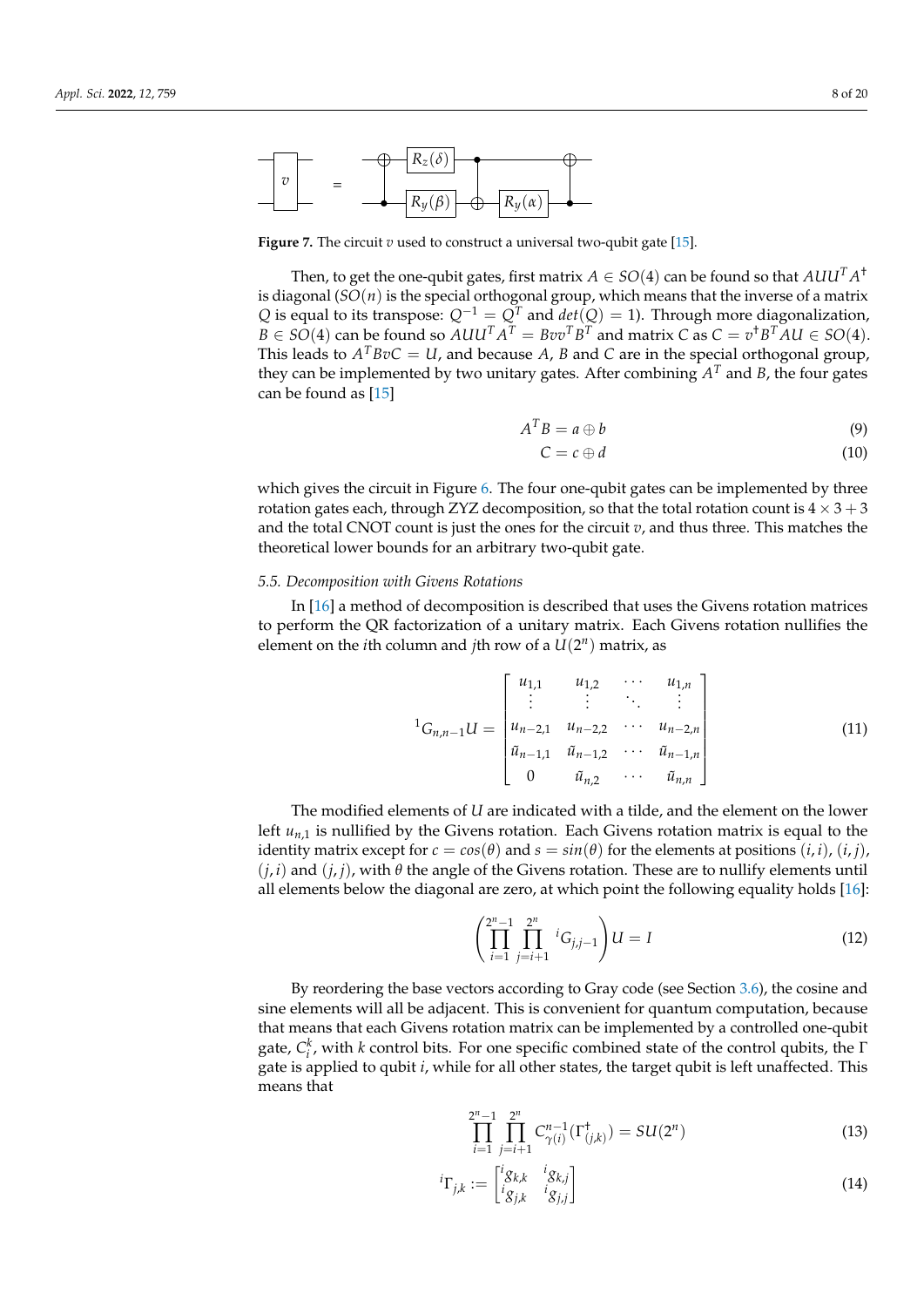**Figure 7.** The circuit $v$ used to construct a universal two-qubit gate [15].

Then, to get the one-qubit gates, first matrix $A \in SO(4)$ can be found so that $AUU^TA^\dagger$ is diagonal ($SO(n)$ is the special orthogonal group, which means that the inverse of a matrix $Q$ is equal to its transpose: $Q^{-1} = Q^T$ and $det(Q) = 1$). Through more diagonalization, $B \in SO(4)$ can be found so $AUU^TA^T = Bvv^TB^T$ and matrix $C$ as $C = v^\dagger B^T AU \in SO(4)$. This leads to $A^TBvC = U$, and because $A$, $B$ and $C$ are in the special orthogonal group, they can be implemented by two unitary gates. After combining $A^T$ and $B$, the four gates can be found as [15]

$$A^TB = a \oplus b \tag{9}$$

$$C = c \oplus d \tag{10}$$

which gives the circuit in Figure 6. The four one-qubit gates can be implemented by three rotation gates each, through ZYZ decomposition, so that the total rotation count is $4 \times 3 + 3$ and the total CNOT count is just the ones for the circuit $v$, and thus three. This matches the theoretical lower bounds for an arbitrary two-qubit gate.

### 5.5. Decomposition with Givens Rotations

In [16] a method of decomposition is described that uses the Givens rotation matrices to perform the QR factorization of a unitary matrix. Each Givens rotation nullifies the element on the $i$th column and $j$th row of a $U(2^n)$ matrix, as

$$^1G_{n,n-1}U = \begin{bmatrix} u_{1,1} & u_{1,2} & \cdots & u_{1,n} \\ \vdots & \vdots & \ddots & \vdots \\ u_{n-2,1} & u_{n-2,2} & \cdots & u_{n-2,n} \\ \tilde{u}_{n-1,1} & \tilde{u}_{n-1,2} & \cdots & \tilde{u}_{n-1,n} \\ 0 & \tilde{u}_{n,2} & \cdots & \tilde{u}_{n,n} \end{bmatrix} \tag{11}$$

The modified elements of $U$ are indicated with a tilde, and the element on the lower left $u_{n,1}$ is nullified by the Givens rotation. Each Givens rotation matrix is equal to the identity matrix except for $c = cos(\theta)$ and $s = sin(\theta)$ for the elements at positions $(i,i)$, $(i,j)$, $(j,i)$ and $(j,j)$, with $\theta$ the angle of the Givens rotation. These are to nullify elements until all elements below the diagonal are zero, at which point the following equality holds [16]:

$$\left( \prod_{i=1}^{2^n-1} \prod_{j=i+1}^{2^n} {}^iG_{j,j-1} \right) U = I \tag{12}$$

By reordering the base vectors according to Gray code (see Section 3.6), the cosine and sine elements will all be adjacent. This is convenient for quantum computation, because that means that each Givens rotation matrix can be implemented by a controlled one-qubit gate, $C_i^k$, with $k$ control bits. For one specific combined state of the control qubits, the $\Gamma$ gate is applied to qubit $i$, while for all other states, the target qubit is left unaffected. This means that

$$\prod_{i=1}^{2^n-1} \prod_{j=i+1}^{2^n} C_{\gamma(i)}^{n-1}(\Gamma^\dagger_{(j,k)}) = SU(2^n) \tag{13}$$

$${}^i\Gamma_{j,k} := \begin{bmatrix} {}^ig_{k,k} & {}^ig_{k,j} \\ {}^ig_{j,k} & {}^ig_{j,j} \end{bmatrix} \tag{14}$$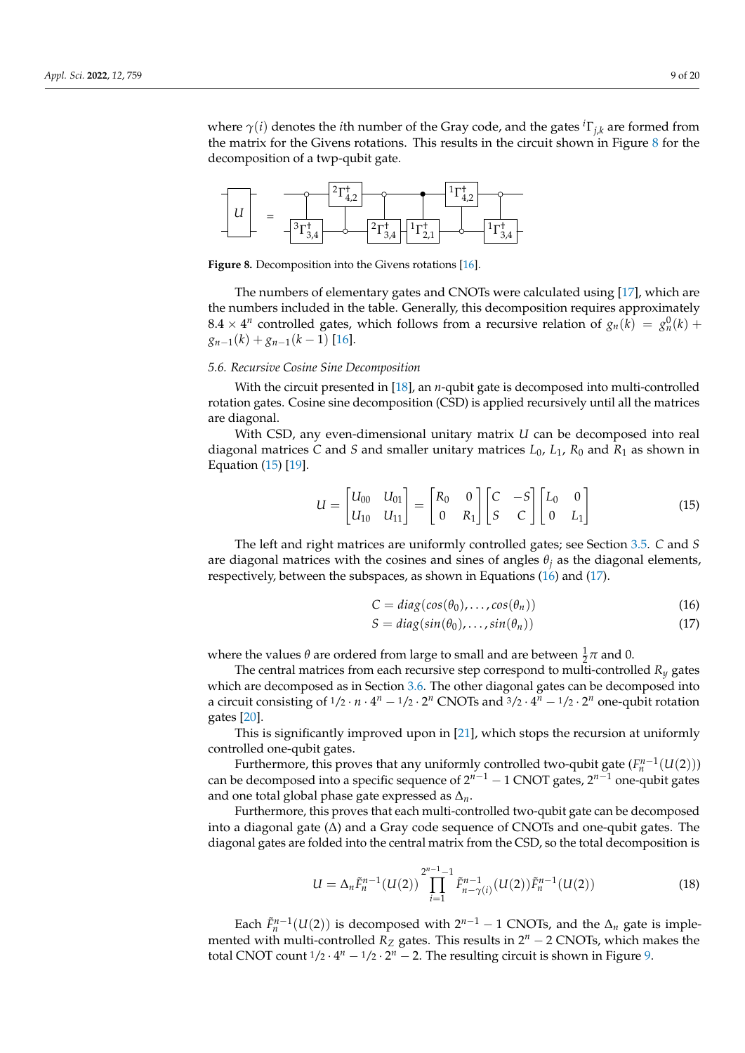where $\gamma(i)$ denotes the $i$th number of the Gray code, and the gates ${}^{i}\Gamma_{j,k}$ are formed from the matrix for the Givens rotations. This results in the circuit shown in Figure 8 for the decomposition of a twp-qubit gate.

**Figure 8.** Decomposition into the Givens rotations [16].

The numbers of elementary gates and CNOTs were calculated using [17], which are the numbers included in the table. Generally, this decomposition requires approximately $8.4 \times 4^n$ controlled gates, which follows from a recursive relation of $g_n(k) = g_n^0(k) + g_{n-1}(k) + g_{n-1}(k-1)$ [16].

### 5.6. Recursive Cosine Sine Decomposition

With the circuit presented in [18], an $n$-qubit gate is decomposed into multi-controlled rotation gates. Cosine sine decomposition (CSD) is applied recursively until all the matrices are diagonal.

With CSD, any even-dimensional unitary matrix $U$ can be decomposed into real diagonal matrices $C$ and $S$ and smaller unitary matrices $L_0$, $L_1$, $R_0$ and $R_1$ as shown in Equation (15) [19].

$$U = \begin{bmatrix} U_{00} & U_{01} \\ U_{10} & U_{11} \end{bmatrix} = \begin{bmatrix} R_0 & 0 \\ 0 & R_1 \end{bmatrix} \begin{bmatrix} C & -S \\ S & C \end{bmatrix} \begin{bmatrix} L_0 & 0 \\ 0 & L_1 \end{bmatrix} \tag{15}$$

The left and right matrices are uniformly controlled gates; see Section 3.5. $C$ and $S$ are diagonal matrices with the cosines and sines of angles $\theta_j$ as the diagonal elements, respectively, between the subspaces, as shown in Equations (16) and (17).

$$C = diag(cos(\theta_0), \ldots, cos(\theta_n)) \tag{16}$$

$$S = diag(sin(\theta_0), \ldots, sin(\theta_n)) \tag{17}$$

where the values $\theta$ are ordered from large to small and are between $\frac{1}{2}\pi$ and 0.

The central matrices from each recursive step correspond to multi-controlled $R_y$ gates which are decomposed as in Section 3.6. The other diagonal gates can be decomposed into a circuit consisting of $1/2 \cdot n \cdot 4^n - 1/2 \cdot 2^n$ CNOTs and $3/2 \cdot 4^n - 1/2 \cdot 2^n$ one-qubit rotation gates [20].

This is significantly improved upon in [21], which stops the recursion at uniformly controlled one-qubit gates.

Furthermore, this proves that any uniformly controlled two-qubit gate ($F_n^{n-1}(U(2))$) can be decomposed into a specific sequence of $2^{n-1} - 1$ CNOT gates, $2^{n-1}$ one-qubit gates and one total global phase gate expressed as $\Delta_n$.

Furthermore, this proves that each multi-controlled two-qubit gate can be decomposed into a diagonal gate ($\Delta$) and a Gray code sequence of CNOTs and one-qubit gates. The diagonal gates are folded into the central matrix from the CSD, so the total decomposition is

$$U = \Delta_n \tilde{F}_n^{n-1}(U(2)) \prod_{i=1}^{2^{n-1}-1} \tilde{F}_{n-\gamma(i)}^{n-1}(U(2)) \tilde{F}_n^{n-1}(U(2)) \tag{18}$$

Each $\tilde{F}_n^{n-1}(U(2))$ is decomposed with $2^{n-1} - 1$ CNOTs, and the $\Delta_n$ gate is implemented with multi-controlled $R_Z$ gates. This results in $2^n - 2$ CNOTs, which makes the total CNOT count $1/2 \cdot 4^n - 1/2 \cdot 2^n - 2$. The resulting circuit is shown in Figure 9.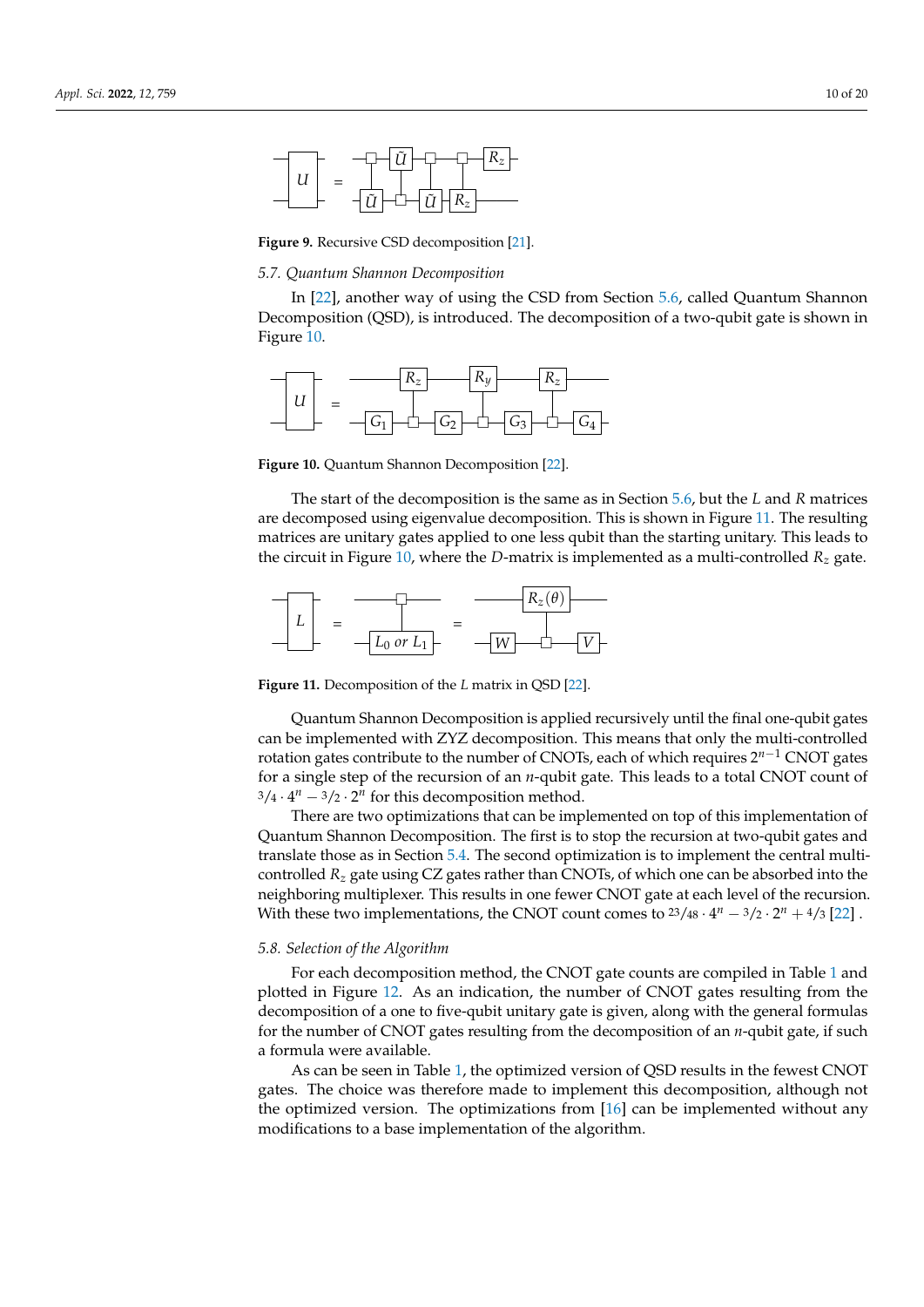**Figure 9.** Recursive CSD decomposition [21].

### 5.7. Quantum Shannon Decomposition

In [22], another way of using the CSD from Section 5.6, called Quantum Shannon Decomposition (QSD), is introduced. The decomposition of a two-qubit gate is shown in Figure 10.

**Figure 10.** Quantum Shannon Decomposition [22].

The start of the decomposition is the same as in Section 5.6, but the $L$ and $R$ matrices are decomposed using eigenvalue decomposition. This is shown in Figure 11. The resulting matrices are unitary gates applied to one less qubit than the starting unitary. This leads to the circuit in Figure 10, where the $D$-matrix is implemented as a multi-controlled $R_z$ gate.

**Figure 11.** Decomposition of the $L$ matrix in QSD [22].

Quantum Shannon Decomposition is applied recursively until the final one-qubit gates can be implemented with ZYZ decomposition. This means that only the multi-controlled rotation gates contribute to the number of CNOTs, each of which requires $2^{n-1}$ CNOT gates for a single step of the recursion of an $n$-qubit gate. This leads to a total CNOT count of $3/4 \cdot 4^n - 3/2 \cdot 2^n$ for this decomposition method.

There are two optimizations that can be implemented on top of this implementation of Quantum Shannon Decomposition. The first is to stop the recursion at two-qubit gates and translate those as in Section 5.4. The second optimization is to implement the central multi-controlled $R_z$ gate using CZ gates rather than CNOTs, of which one can be absorbed into the neighboring multiplexer. This results in one fewer CNOT gate at each level of the recursion. With these two implementations, the CNOT count comes to $23/48 \cdot 4^n - 3/2 \cdot 2^n + 4/3$ [22] .

### 5.8. Selection of the Algorithm

For each decomposition method, the CNOT gate counts are compiled in Table 1 and plotted in Figure 12. As an indication, the number of CNOT gates resulting from the decomposition of a one to five-qubit unitary gate is given, along with the general formulas for the number of CNOT gates resulting from the decomposition of an $n$-qubit gate, if such a formula were available.

As can be seen in Table 1, the optimized version of QSD results in the fewest CNOT gates. The choice was therefore made to implement this decomposition, although not the optimized version. The optimizations from [16] can be implemented without any modifications to a base implementation of the algorithm.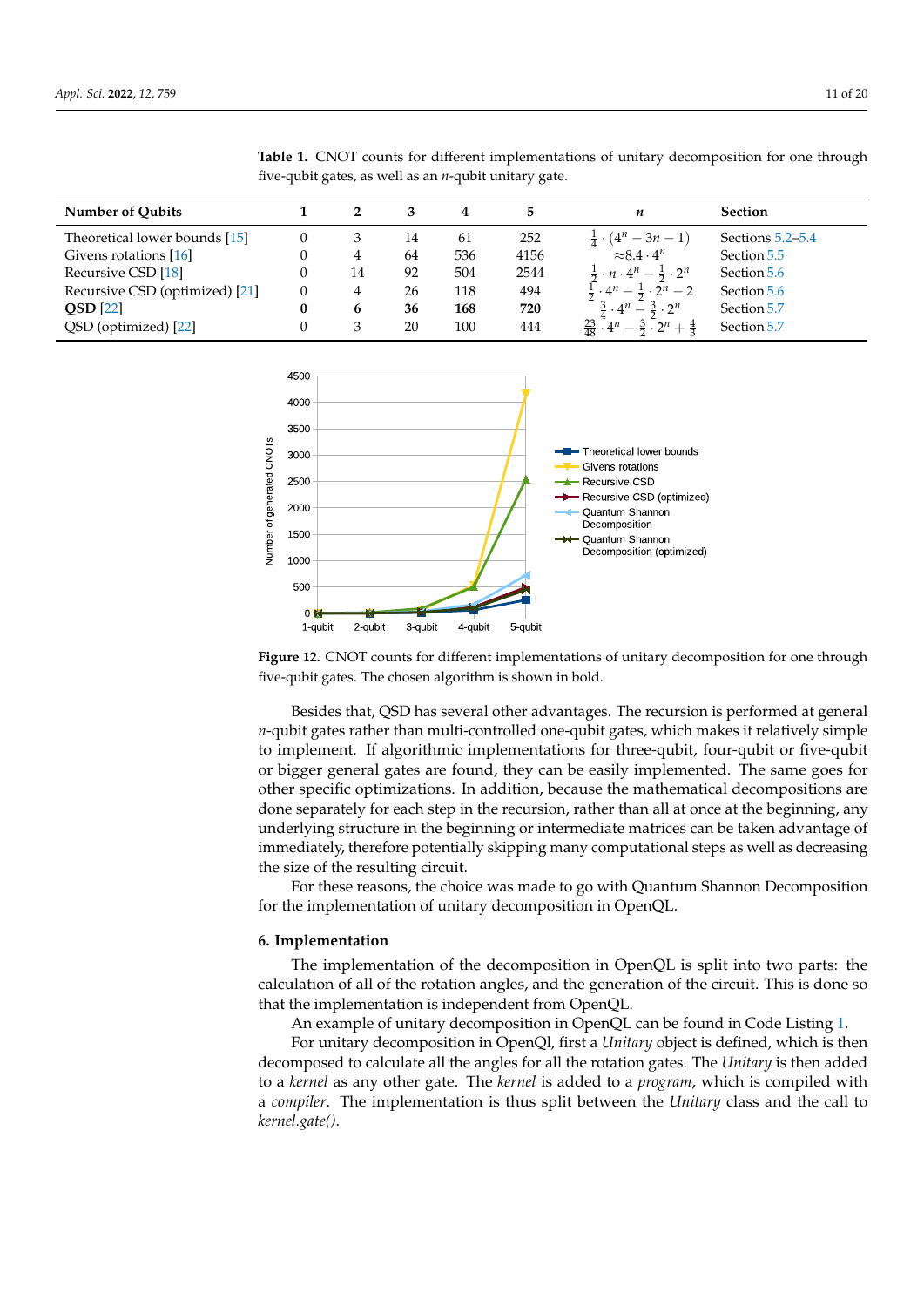**Table 1.** CNOT counts for different implementations of unitary decomposition for one through five-qubit gates, as well as an $n$-qubit unitary gate.

| Number of Qubits | 1 | 2 | 3 | 4 | 5 | $n$ | Section |
|---|---|---|---|---|---|---|---|
| Theoretical lower bounds [15] | 0 | 3 | 14 | 61 | 252 | $\frac{1}{4} \cdot (4^n - 3n - 1)$ | Sections 5.2–5.4 |
| Givens rotations [16] | 0 | 4 | 64 | 536 | 4156 | $\approx 8.4 \cdot 4^n$ | Section 5.5 |
| Recursive CSD [18] | 0 | 14 | 92 | 504 | 2544 | $\frac{1}{2} \cdot n \cdot 4^n - \frac{1}{2} \cdot 2^n$ | Section 5.6 |
| Recursive CSD (optimized) [21] | 0 | 4 | 26 | 118 | 494 | $\frac{1}{2} \cdot 4^n - \frac{1}{2} \cdot 2^n - 2$ | Section 5.6 |
| **QSD** [22] | **0** | **6** | **36** | **168** | **720** | $\frac{3}{4} \cdot 4^n - \frac{3}{2} \cdot 2^n$ | Section 5.7 |
| QSD (optimized) [22] | 0 | 3 | 20 | 100 | 444 | $\frac{23}{48} \cdot 4^n - \frac{3}{2} \cdot 2^n + \frac{4}{3}$ | Section 5.7 |

**Figure 12.** CNOT counts for different implementations of unitary decomposition for one through five-qubit gates. The chosen algorithm is shown in bold.

Besides that, QSD has several other advantages. The recursion is performed at general $n$-qubit gates rather than multi-controlled one-qubit gates, which makes it relatively simple to implement. If algorithmic implementations for three-qubit, four-qubit or five-qubit or bigger general gates are found, they can be easily implemented. The same goes for other specific optimizations. In addition, because the mathematical decompositions are done separately for each step in the recursion, rather than all at once at the beginning, any underlying structure in the beginning or intermediate matrices can be taken advantage of immediately, therefore potentially skipping many computational steps as well as decreasing the size of the resulting circuit.

For these reasons, the choice was made to go with Quantum Shannon Decomposition for the implementation of unitary decomposition in OpenQL.

## 6. Implementation

The implementation of the decomposition in OpenQL is split into two parts: the calculation of all of the rotation angles, and the generation of the circuit. This is done so that the implementation is independent from OpenQL.

An example of unitary decomposition in OpenQL can be found in Code Listing 1.

For unitary decomposition in OpenQl, first a *Unitary* object is defined, which is then decomposed to calculate all the angles for all the rotation gates. The *Unitary* is then added to a *kernel* as any other gate. The *kernel* is added to a *program*, which is compiled with a *compiler*. The implementation is thus split between the *Unitary* class and the call to *kernel.gate()*.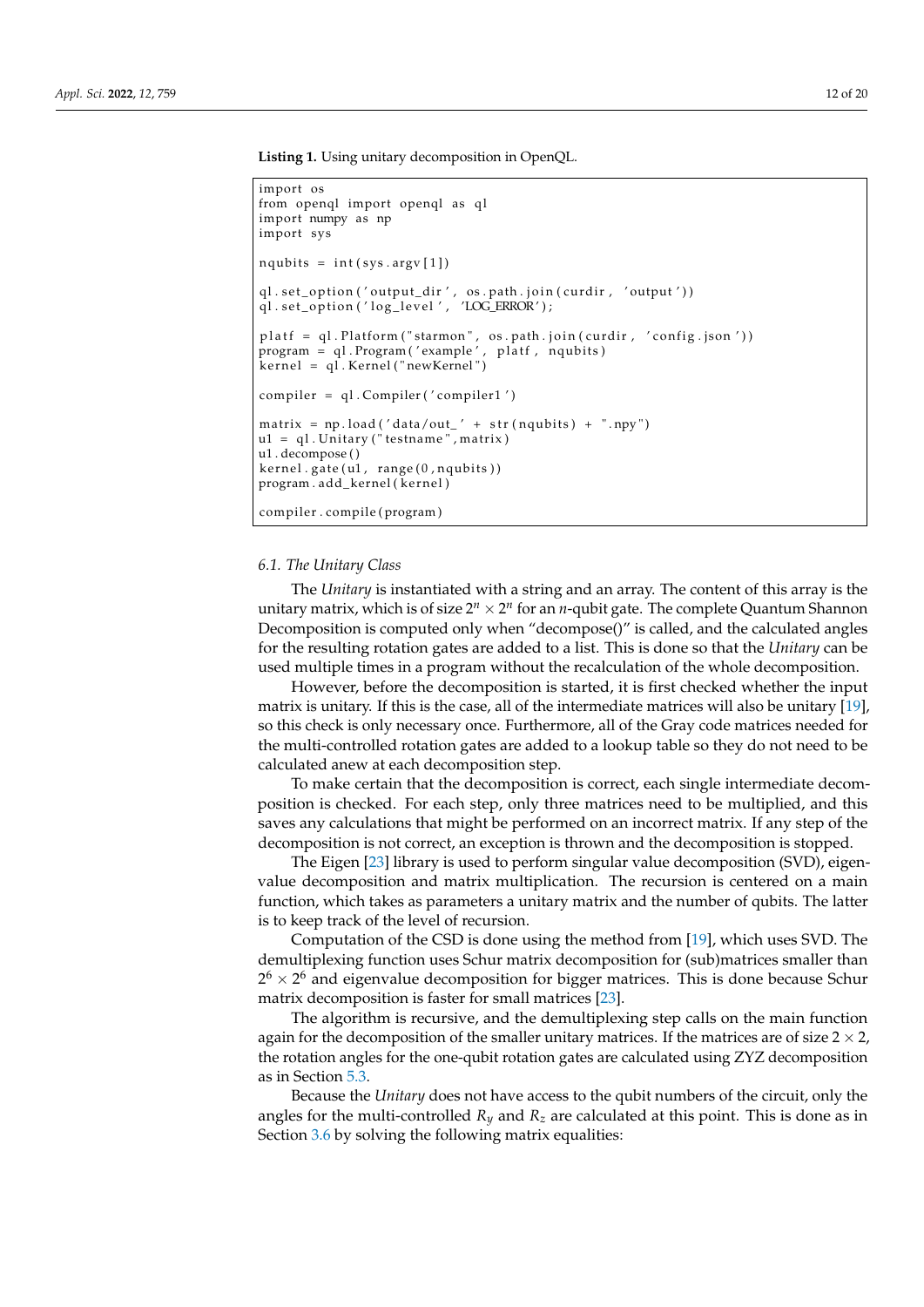**Listing 1.** Using unitary decomposition in OpenQL.

```
import os
from openql import openql as ql
import numpy as np
import sys

nqubits = int(sys.argv[1])

ql.set_option('output_dir', os.path.join(curdir, 'output'))
ql.set_option('log_level', 'LOG_ERROR');

platf = ql.Platform("starmon", os.path.join(curdir, 'config.json'))
program = ql.Program('example', platf, nqubits)
kernel = ql.Kernel("newKernel")

compiler = ql.Compiler('compiler1')

matrix = np.load('data/out_' + str(nqubits) + ".npy")
u1 = ql.Unitary("testname", matrix)
u1.decompose()
kernel.gate(u1, range(0,nqubits))
program.add_kernel(kernel)

compiler.compile(program)
```

### 6.1. The Unitary Class

The *Unitary* is instantiated with a string and an array. The content of this array is the unitary matrix, which is of size $2^n \times 2^n$ for an $n$-qubit gate. The complete Quantum Shannon Decomposition is computed only when "decompose()" is called, and the calculated angles for the resulting rotation gates are added to a list. This is done so that the *Unitary* can be used multiple times in a program without the recalculation of the whole decomposition.

However, before the decomposition is started, it is first checked whether the input matrix is unitary. If this is the case, all of the intermediate matrices will also be unitary [19], so this check is only necessary once. Furthermore, all of the Gray code matrices needed for the multi-controlled rotation gates are added to a lookup table so they do not need to be calculated anew at each decomposition step.

To make certain that the decomposition is correct, each single intermediate decomposition is checked. For each step, only three matrices need to be multiplied, and this saves any calculations that might be performed on an incorrect matrix. If any step of the decomposition is not correct, an exception is thrown and the decomposition is stopped.

The Eigen [23] library is used to perform singular value decomposition (SVD), eigenvalue decomposition and matrix multiplication. The recursion is centered on a main function, which takes as parameters a unitary matrix and the number of qubits. The latter is to keep track of the level of recursion.

Computation of the CSD is done using the method from [19], which uses SVD. The demultiplexing function uses Schur matrix decomposition for (sub)matrices smaller than $2^6 \times 2^6$ and eigenvalue decomposition for bigger matrices. This is done because Schur matrix decomposition is faster for small matrices [23].

The algorithm is recursive, and the demultiplexing step calls on the main function again for the decomposition of the smaller unitary matrices. If the matrices are of size $2 \times 2$, the rotation angles for the one-qubit rotation gates are calculated using ZYZ decomposition as in Section 5.3.

Because the *Unitary* does not have access to the qubit numbers of the circuit, only the angles for the multi-controlled $R_y$ and $R_z$ are calculated at this point. This is done as in Section 3.6 by solving the following matrix equalities: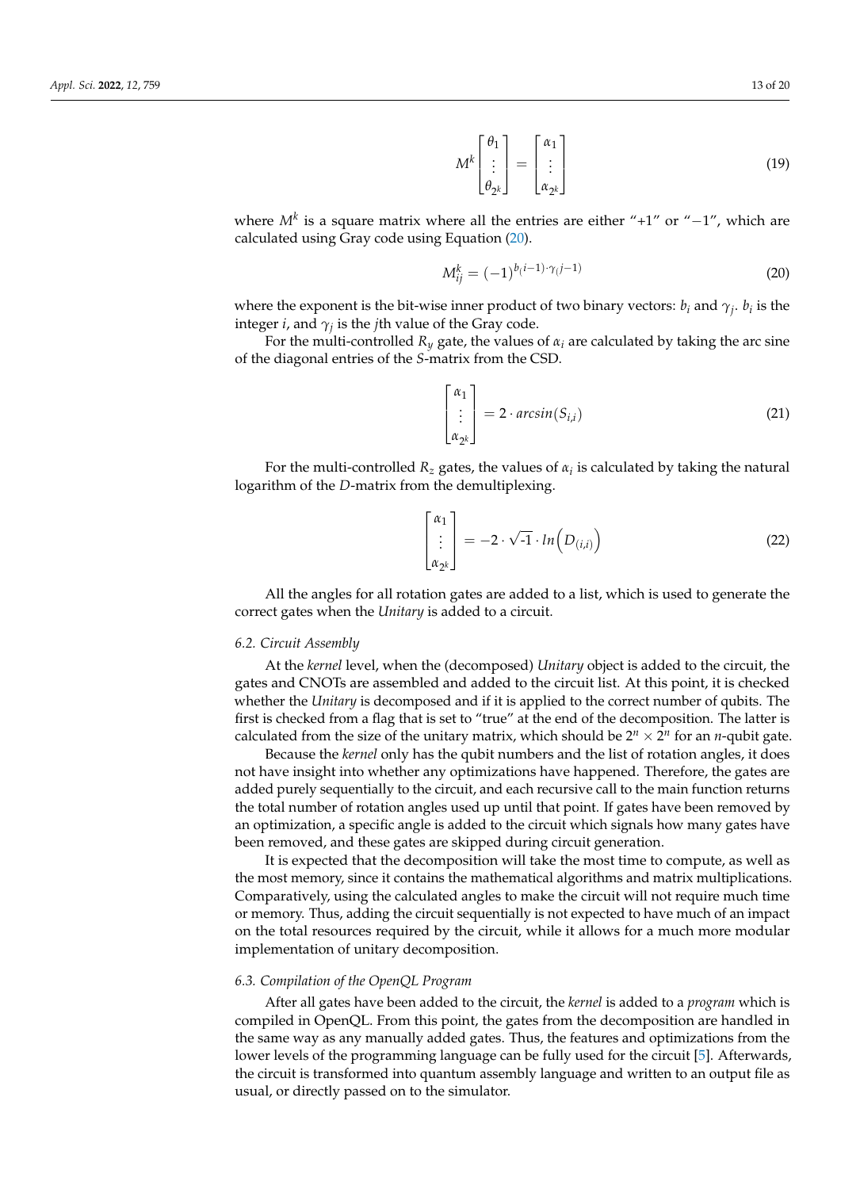$$M^k \begin{bmatrix} \theta_1 \\ \vdots \\ \theta_{2^k} \end{bmatrix} = \begin{bmatrix} \alpha_1 \\ \vdots \\ \alpha_{2^k} \end{bmatrix} \tag{19}$$

where $M^k$ is a square matrix where all the entries are either "+1" or "−1", which are calculated using Gray code using Equation (20).

$$M^k_{ij} = (-1)^{b_(i-1) \cdot \gamma_(j-1)} \tag{20}$$

where the exponent is the bit-wise inner product of two binary vectors: $b_i$ and $\gamma_j$. $b_i$ is the integer $i$, and $\gamma_j$ is the $j$th value of the Gray code.

For the multi-controlled $R_y$ gate, the values of $\alpha_i$ are calculated by taking the arc sine of the diagonal entries of the $S$-matrix from the CSD.

$$\begin{bmatrix} \alpha_1 \\ \vdots \\ \alpha_{2^k} \end{bmatrix} = 2 \cdot arcsin(S_{i,i}) \tag{21}$$

For the multi-controlled $R_z$ gates, the values of $\alpha_i$ is calculated by taking the natural logarithm of the $D$-matrix from the demultiplexing.

$$\begin{bmatrix} \alpha_1 \\ \vdots \\ \alpha_{2^k} \end{bmatrix} = -2 \cdot \sqrt{\text{-1}} \cdot ln\Big(D_{(i,i)}\Big) \tag{22}$$

All the angles for all rotation gates are added to a list, which is used to generate the correct gates when the *Unitary* is added to a circuit.

### 6.2. Circuit Assembly

At the *kernel* level, when the (decomposed) *Unitary* object is added to the circuit, the gates and CNOTs are assembled and added to the circuit list. At this point, it is checked whether the *Unitary* is decomposed and if it is applied to the correct number of qubits. The first is checked from a flag that is set to "true" at the end of the decomposition. The latter is calculated from the size of the unitary matrix, which should be $2^n \times 2^n$ for an $n$-qubit gate.

Because the *kernel* only has the qubit numbers and the list of rotation angles, it does not have insight into whether any optimizations have happened. Therefore, the gates are added purely sequentially to the circuit, and each recursive call to the main function returns the total number of rotation angles used up until that point. If gates have been removed by an optimization, a specific angle is added to the circuit which signals how many gates have been removed, and these gates are skipped during circuit generation.

It is expected that the decomposition will take the most time to compute, as well as the most memory, since it contains the mathematical algorithms and matrix multiplications. Comparatively, using the calculated angles to make the circuit will not require much time or memory. Thus, adding the circuit sequentially is not expected to have much of an impact on the total resources required by the circuit, while it allows for a much more modular implementation of unitary decomposition.

### 6.3. Compilation of the OpenQL Program

After all gates have been added to the circuit, the *kernel* is added to a *program* which is compiled in OpenQL. From this point, the gates from the decomposition are handled in the same way as any manually added gates. Thus, the features and optimizations from the lower levels of the programming language can be fully used for the circuit [5]. Afterwards, the circuit is transformed into quantum assembly language and written to an output file as usual, or directly passed on to the simulator.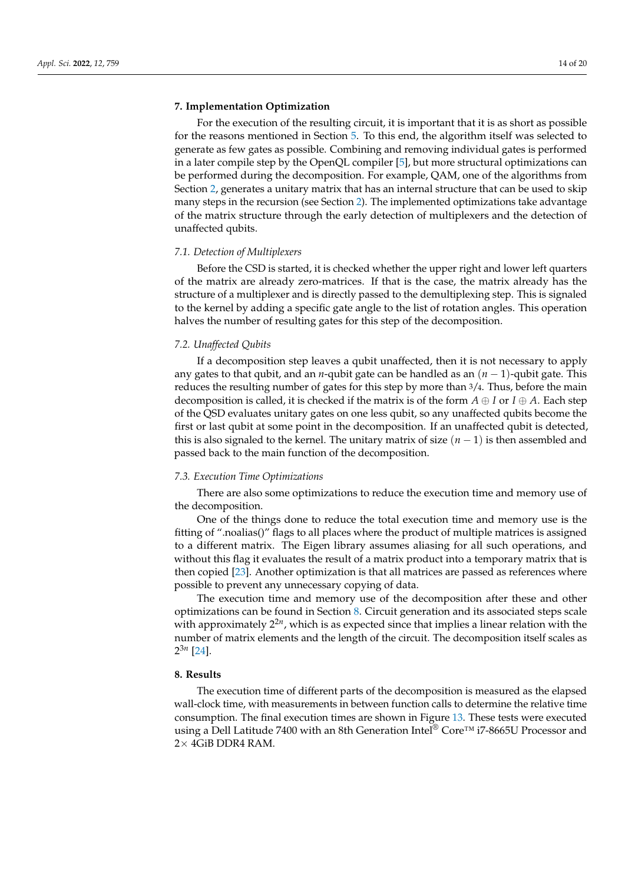## 7. Implementation Optimization

For the execution of the resulting circuit, it is important that it is as short as possible for the reasons mentioned in Section 5. To this end, the algorithm itself was selected to generate as few gates as possible. Combining and removing individual gates is performed in a later compile step by the OpenQL compiler [5], but more structural optimizations can be performed during the decomposition. For example, QAM, one of the algorithms from Section 2, generates a unitary matrix that has an internal structure that can be used to skip many steps in the recursion (see Section 2). The implemented optimizations take advantage of the matrix structure through the early detection of multiplexers and the detection of unaffected qubits.

### *7.1. Detection of Multiplexers*

Before the CSD is started, it is checked whether the upper right and lower left quarters of the matrix are already zero-matrices. If that is the case, the matrix already has the structure of a multiplexer and is directly passed to the demultiplexing step. This is signaled to the kernel by adding a specific gate angle to the list of rotation angles. This operation halves the number of resulting gates for this step of the decomposition.

### *7.2. Unaffected Qubits*

If a decomposition step leaves a qubit unaffected, then it is not necessary to apply any gates to that qubit, and an $n$-qubit gate can be handled as an $(n-1)$-qubit gate. This reduces the resulting number of gates for this step by more than 3/4. Thus, before the main decomposition is called, it is checked if the matrix is of the form $A \oplus I$ or $I \oplus A$. Each step of the QSD evaluates unitary gates on one less qubit, so any unaffected qubits become the first or last qubit at some point in the decomposition. If an unaffected qubit is detected, this is also signaled to the kernel. The unitary matrix of size $(n-1)$ is then assembled and passed back to the main function of the decomposition.

### *7.3. Execution Time Optimizations*

There are also some optimizations to reduce the execution time and memory use of the decomposition.

One of the things done to reduce the total execution time and memory use is the fitting of ".noalias()" flags to all places where the product of multiple matrices is assigned to a different matrix. The Eigen library assumes aliasing for all such operations, and without this flag it evaluates the result of a matrix product into a temporary matrix that is then copied [23]. Another optimization is that all matrices are passed as references where possible to prevent any unnecessary copying of data.

The execution time and memory use of the decomposition after these and other optimizations can be found in Section 8. Circuit generation and its associated steps scale with approximately $2^{2n}$, which is as expected since that implies a linear relation with the number of matrix elements and the length of the circuit. The decomposition itself scales as $2^{3n}$ [24].

## 8. Results

The execution time of different parts of the decomposition is measured as the elapsed wall-clock time, with measurements in between function calls to determine the relative time consumption. The final execution times are shown in Figure 13. These tests were executed using a Dell Latitude 7400 with an 8th Generation Intel® Core™ i7-8665U Processor and 2× 4GiB DDR4 RAM.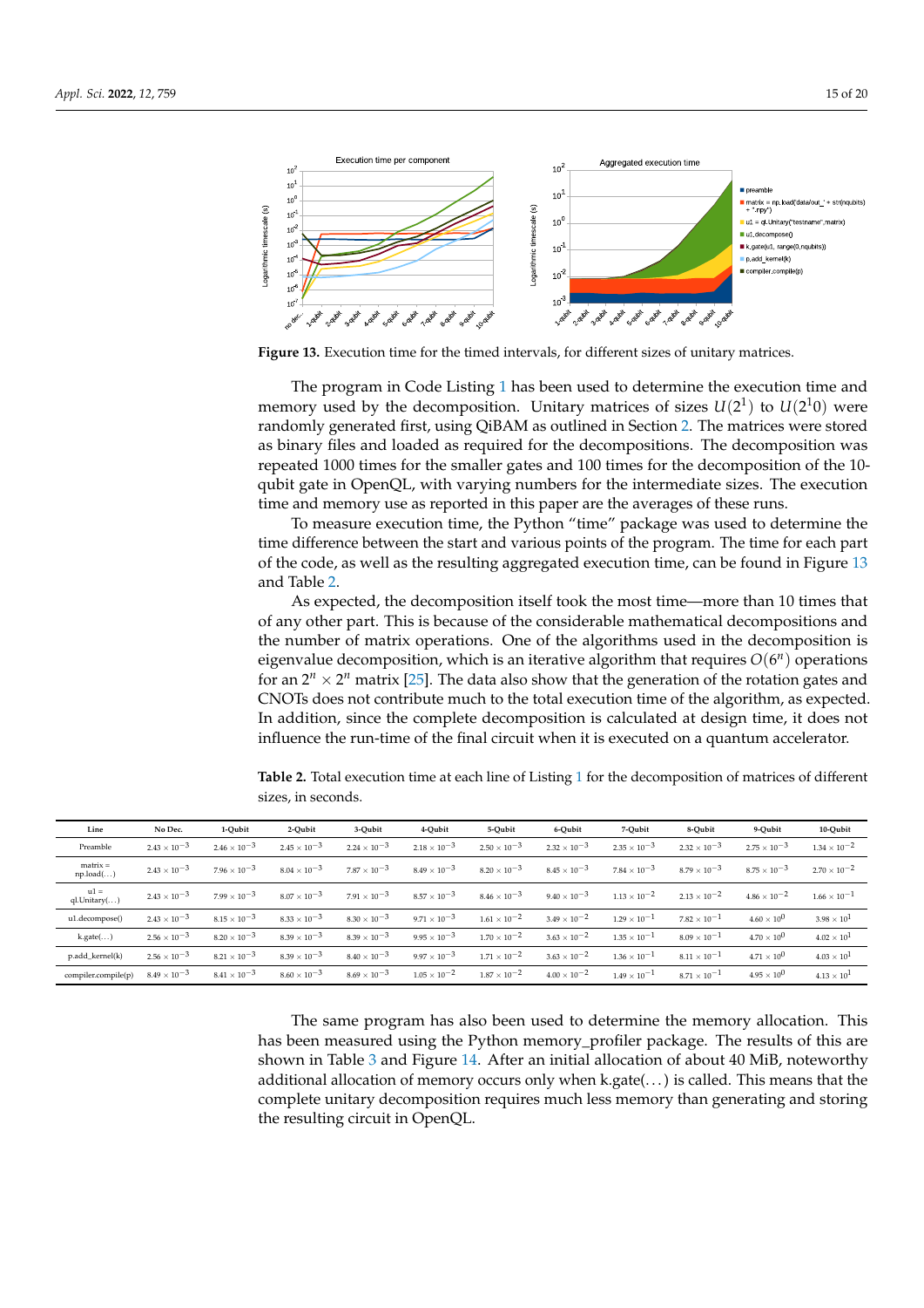**Figure 13.** Execution time for the timed intervals, for different sizes of unitary matrices.

The program in Code Listing 1 has been used to determine the execution time and memory used by the decomposition. Unitary matrices of sizes $U(2^1)$ to $U(2^10)$ were randomly generated first, using QiBAM as outlined in Section 2. The matrices were stored as binary files and loaded as required for the decompositions. The decomposition was repeated 1000 times for the smaller gates and 100 times for the decomposition of the 10-qubit gate in OpenQL, with varying numbers for the intermediate sizes. The execution time and memory use as reported in this paper are the averages of these runs.

To measure execution time, the Python "time" package was used to determine the time difference between the start and various points of the program. The time for each part of the code, as well as the resulting aggregated execution time, can be found in Figure 13 and Table 2.

As expected, the decomposition itself took the most time—more than 10 times that of any other part. This is because of the considerable mathematical decompositions and the number of matrix operations. One of the algorithms used in the decomposition is eigenvalue decomposition, which is an iterative algorithm that requires $O(6^n)$ operations for an $2^n \times 2^n$ matrix [25]. The data also show that the generation of the rotation gates and CNOTs does not contribute much to the total execution time of the algorithm, as expected. In addition, since the complete decomposition is calculated at design time, it does not influence the run-time of the final circuit when it is executed on a quantum accelerator.

**Table 2.** Total execution time at each line of Listing 1 for the decomposition of matrices of different sizes, in seconds.

| Line | No Dec. | 1-Qubit | 2-Qubit | 3-Qubit | 4-Qubit | 5-Qubit | 6-Qubit | 7-Qubit | 8-Qubit | 9-Qubit | 10-Qubit |
|---|---|---|---|---|---|---|---|---|---|---|---|
| Preamble | $2.43 \times 10^{-3}$ | $2.46 \times 10^{-3}$ | $2.45 \times 10^{-3}$ | $2.24 \times 10^{-3}$ | $2.18 \times 10^{-3}$ | $2.50 \times 10^{-3}$ | $2.32 \times 10^{-3}$ | $2.35 \times 10^{-3}$ | $2.32 \times 10^{-3}$ | $2.75 \times 10^{-3}$ | $1.34 \times 10^{-2}$ |
| matrix = np.load(...) | $2.43 \times 10^{-3}$ | $7.96 \times 10^{-3}$ | $8.04 \times 10^{-3}$ | $7.87 \times 10^{-3}$ | $8.49 \times 10^{-3}$ | $8.20 \times 10^{-3}$ | $8.45 \times 10^{-3}$ | $7.84 \times 10^{-3}$ | $8.79 \times 10^{-3}$ | $8.75 \times 10^{-3}$ | $2.70 \times 10^{-2}$ |
| u1 = ql.Unitary(...) | $2.43 \times 10^{-3}$ | $7.99 \times 10^{-3}$ | $8.07 \times 10^{-3}$ | $7.91 \times 10^{-3}$ | $8.57 \times 10^{-3}$ | $8.46 \times 10^{-3}$ | $9.40 \times 10^{-3}$ | $1.13 \times 10^{-2}$ | $2.13 \times 10^{-2}$ | $4.86 \times 10^{-2}$ | $1.66 \times 10^{-1}$ |
| u1.decompose() | $2.43 \times 10^{-3}$ | $8.15 \times 10^{-3}$ | $8.33 \times 10^{-3}$ | $8.30 \times 10^{-3}$ | $9.71 \times 10^{-3}$ | $1.61 \times 10^{-2}$ | $3.49 \times 10^{-2}$ | $1.29 \times 10^{-1}$ | $7.82 \times 10^{-1}$ | $4.60 \times 10^{0}$ | $3.98 \times 10^{1}$ |
| k.gate(...) | $2.56 \times 10^{-3}$ | $8.20 \times 10^{-3}$ | $8.39 \times 10^{-3}$ | $8.39 \times 10^{-3}$ | $9.95 \times 10^{-3}$ | $1.70 \times 10^{-2}$ | $3.63 \times 10^{-2}$ | $1.35 \times 10^{-1}$ | $8.09 \times 10^{-1}$ | $4.70 \times 10^{0}$ | $4.02 \times 10^{1}$ |
| p.add_kernel(k) | $2.56 \times 10^{-3}$ | $8.21 \times 10^{-3}$ | $8.39 \times 10^{-3}$ | $8.40 \times 10^{-3}$ | $9.97 \times 10^{-3}$ | $1.71 \times 10^{-2}$ | $3.63 \times 10^{-2}$ | $1.36 \times 10^{-1}$ | $8.11 \times 10^{-1}$ | $4.71 \times 10^{0}$ | $4.03 \times 10^{1}$ |
| compiler.compile(p) | $8.49 \times 10^{-3}$ | $8.41 \times 10^{-3}$ | $8.60 \times 10^{-3}$ | $8.69 \times 10^{-3}$ | $1.05 \times 10^{-2}$ | $1.87 \times 10^{-2}$ | $4.00 \times 10^{-2}$ | $1.49 \times 10^{-1}$ | $8.71 \times 10^{-1}$ | $4.95 \times 10^{0}$ | $4.13 \times 10^{1}$ |

The same program has also been used to determine the memory allocation. This has been measured using the Python memory_profiler package. The results of this are shown in Table 3 and Figure 14. After an initial allocation of about 40 MiB, noteworthy additional allocation of memory occurs only when k.gate(...) is called. This means that the complete unitary decomposition requires much less memory than generating and storing the resulting circuit in OpenQL.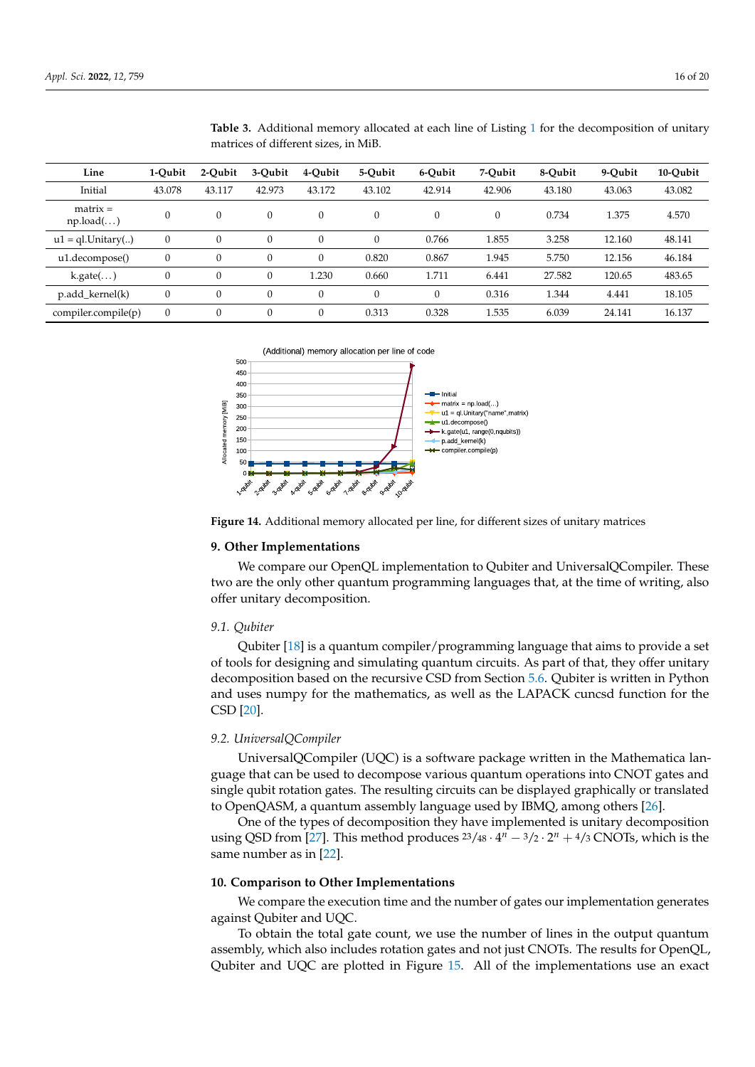**Table 3.** Additional memory allocated at each line of Listing 1 for the decomposition of unitary matrices of different sizes, in MiB.

| Line | 1-Qubit | 2-Qubit | 3-Qubit | 4-Qubit | 5-Qubit | 6-Qubit | 7-Qubit | 8-Qubit | 9-Qubit | 10-Qubit |
|---|---|---|---|---|---|---|---|---|---|---|
| Initial | 43.078 | 43.117 | 42.973 | 43.172 | 43.102 | 42.914 | 42.906 | 43.180 | 43.063 | 43.082 |
| matrix = np.load(…) | 0 | 0 | 0 | 0 | 0 | 0 | 0 | 0.734 | 1.375 | 4.570 |
| u1 = ql.Unitary(..) | 0 | 0 | 0 | 0 | 0 | 0.766 | 1.855 | 3.258 | 12.160 | 48.141 |
| u1.decompose() | 0 | 0 | 0 | 0 | 0.820 | 0.867 | 1.945 | 5.750 | 12.156 | 46.184 |
| k.gate(…) | 0 | 0 | 0 | 1.230 | 0.660 | 1.711 | 6.441 | 27.582 | 120.65 | 483.65 |
| p.add_kernel(k) | 0 | 0 | 0 | 0 | 0 | 0 | 0.316 | 1.344 | 4.441 | 18.105 |
| compiler.compile(p) | 0 | 0 | 0 | 0 | 0.313 | 0.328 | 1.535 | 6.039 | 24.141 | 16.137 |

**Figure 14.** Additional memory allocated per line, for different sizes of unitary matrices

## 9. Other Implementations

We compare our OpenQL implementation to Qubiter and UniversalQCompiler. These two are the only other quantum programming languages that, at the time of writing, also offer unitary decomposition.

### *9.1. Qubiter*

Qubiter [18] is a quantum compiler/programming language that aims to provide a set of tools for designing and simulating quantum circuits. As part of that, they offer unitary decomposition based on the recursive CSD from Section 5.6. Qubiter is written in Python and uses numpy for the mathematics, as well as the LAPACK cuncsd function for the CSD [20].

### *9.2. UniversalQCompiler*

UniversalQCompiler (UQC) is a software package written in the Mathematica language that can be used to decompose various quantum operations into CNOT gates and single qubit rotation gates. The resulting circuits can be displayed graphically or translated to OpenQASM, a quantum assembly language used by IBMQ, among others [26].

One of the types of decomposition they have implemented is unitary decomposition using QSD from [27]. This method produces $^{23}/_{48} \cdot 4^n - {^3}/_2 \cdot 2^n + {^4}/_3$ CNOTs, which is the same number as in [22].

## 10. Comparison to Other Implementations

We compare the execution time and the number of gates our implementation generates against Qubiter and UQC.

To obtain the total gate count, we use the number of lines in the output quantum assembly, which also includes rotation gates and not just CNOTs. The results for OpenQL, Qubiter and UQC are plotted in Figure 15. All of the implementations use an exact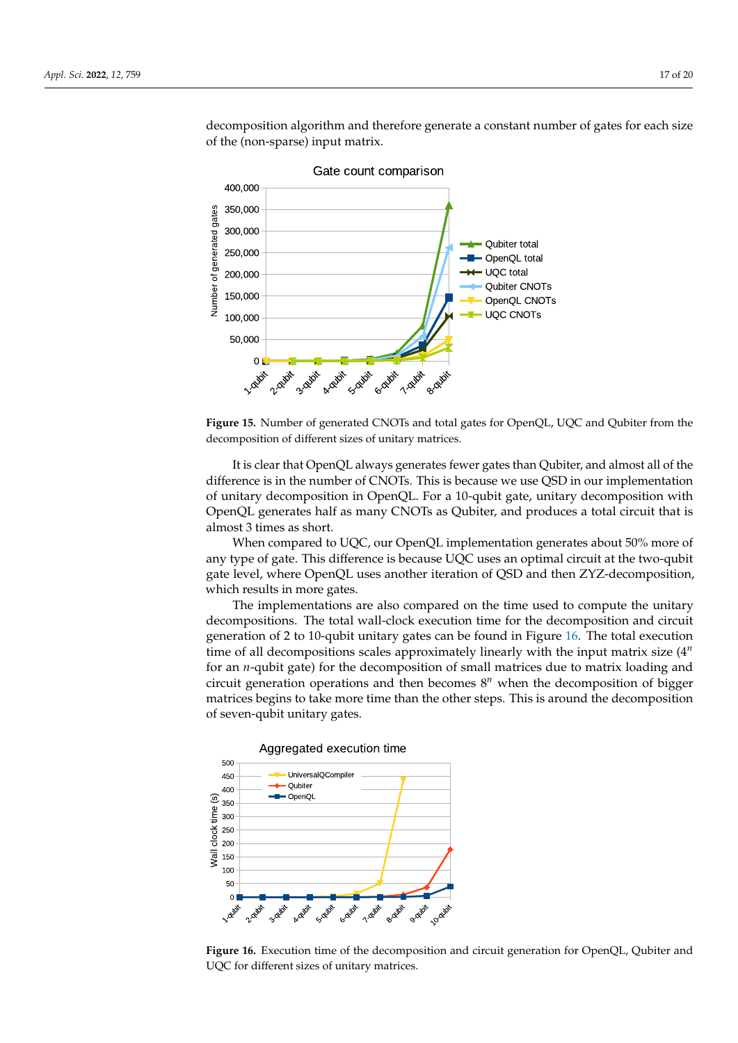decomposition algorithm and therefore generate a constant number of gates for each size of the (non-sparse) input matrix.

**Figure 15.** Number of generated CNOTs and total gates for OpenQL, UQC and Qubiter from the decomposition of different sizes of unitary matrices.

It is clear that OpenQL always generates fewer gates than Qubiter, and almost all of the difference is in the number of CNOTs. This is because we use QSD in our implementation of unitary decomposition in OpenQL. For a 10-qubit gate, unitary decomposition with OpenQL generates half as many CNOTs as Qubiter, and produces a total circuit that is almost 3 times as short.

When compared to UQC, our OpenQL implementation generates about 50% more of any type of gate. This difference is because UQC uses an optimal circuit at the two-qubit gate level, where OpenQL uses another iteration of QSD and then ZYZ-decomposition, which results in more gates.

The implementations are also compared on the time used to compute the unitary decompositions. The total wall-clock execution time for the decomposition and circuit generation of 2 to 10-qubit unitary gates can be found in Figure 16. The total execution time of all decompositions scales approximately linearly with the input matrix size ($4^n$ for an $n$-qubit gate) for the decomposition of small matrices due to matrix loading and circuit generation operations and then becomes $8^n$ when the decomposition of bigger matrices begins to take more time than the other steps. This is around the decomposition of seven-qubit unitary gates.

**Figure 16.** Execution time of the decomposition and circuit generation for OpenQL, Qubiter and UQC for different sizes of unitary matrices.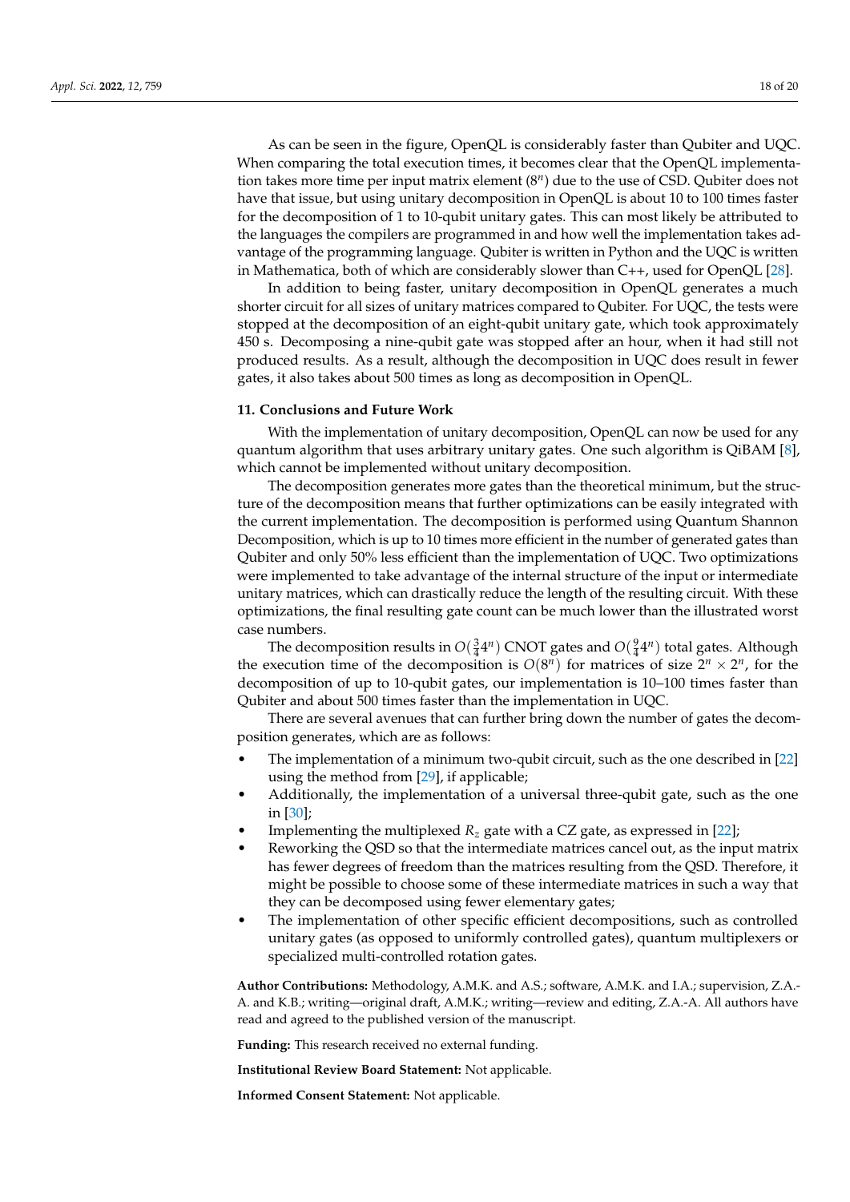As can be seen in the figure, OpenQL is considerably faster than Qubiter and UQC. When comparing the total execution times, it becomes clear that the OpenQL implementation takes more time per input matrix element ($8^n$) due to the use of CSD. Qubiter does not have that issue, but using unitary decomposition in OpenQL is about 10 to 100 times faster for the decomposition of 1 to 10-qubit unitary gates. This can most likely be attributed to the languages the compilers are programmed in and how well the implementation takes advantage of the programming language. Qubiter is written in Python and the UQC is written in Mathematica, both of which are considerably slower than C++, used for OpenQL [28].

In addition to being faster, unitary decomposition in OpenQL generates a much shorter circuit for all sizes of unitary matrices compared to Qubiter. For UQC, the tests were stopped at the decomposition of an eight-qubit unitary gate, which took approximately 450 s. Decomposing a nine-qubit gate was stopped after an hour, when it had still not produced results. As a result, although the decomposition in UQC does result in fewer gates, it also takes about 500 times as long as decomposition in OpenQL.

## 11. Conclusions and Future Work

With the implementation of unitary decomposition, OpenQL can now be used for any quantum algorithm that uses arbitrary unitary gates. One such algorithm is QiBAM [8], which cannot be implemented without unitary decomposition.

The decomposition generates more gates than the theoretical minimum, but the structure of the decomposition means that further optimizations can be easily integrated with the current implementation. The decomposition is performed using Quantum Shannon Decomposition, which is up to 10 times more efficient in the number of generated gates than Qubiter and only 50% less efficient than the implementation of UQC. Two optimizations were implemented to take advantage of the internal structure of the input or intermediate unitary matrices, which can drastically reduce the length of the resulting circuit. With these optimizations, the final resulting gate count can be much lower than the illustrated worst case numbers.

The decomposition results in $O(\frac{3}{4}4^n)$ CNOT gates and $O(\frac{9}{4}4^n)$ total gates. Although the execution time of the decomposition is $O(8^n)$ for matrices of size $2^n \times 2^n$, for the decomposition of up to 10-qubit gates, our implementation is 10–100 times faster than Qubiter and about 500 times faster than the implementation in UQC.

There are several avenues that can further bring down the number of gates the decomposition generates, which are as follows:

- The implementation of a minimum two-qubit circuit, such as the one described in [22] using the method from [29], if applicable;
- Additionally, the implementation of a universal three-qubit gate, such as the one in [30];
- Implementing the multiplexed $R_z$ gate with a CZ gate, as expressed in [22];
- Reworking the QSD so that the intermediate matrices cancel out, as the input matrix has fewer degrees of freedom than the matrices resulting from the QSD. Therefore, it might be possible to choose some of these intermediate matrices in such a way that they can be decomposed using fewer elementary gates;
- The implementation of other specific efficient decompositions, such as controlled unitary gates (as opposed to uniformly controlled gates), quantum multiplexers or specialized multi-controlled rotation gates.

**Author Contributions:** Methodology, A.M.K. and A.S.; software, A.M.K. and I.A.; supervision, Z.A.-A. and K.B.; writing—original draft, A.M.K.; writing—review and editing, Z.A.-A. All authors have read and agreed to the published version of the manuscript.

**Funding:** This research received no external funding.

**Institutional Review Board Statement:** Not applicable.

**Informed Consent Statement:** Not applicable.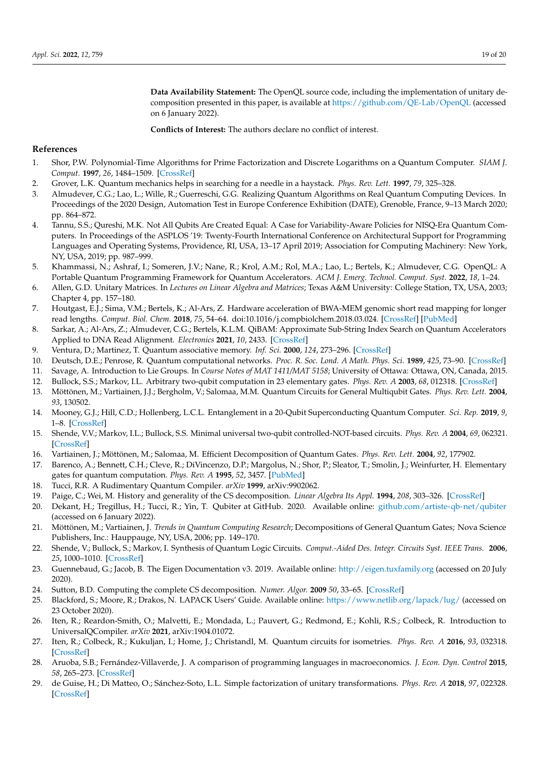**Data Availability Statement:** The OpenQL source code, including the implementation of unitary decomposition presented in this paper, is available at https://github.com/QE-Lab/OpenQL (accessed on 6 January 2022).

**Conflicts of Interest:** The authors declare no conflict of interest.

## References

1. Shor, P.W. Polynomial-Time Algorithms for Prime Factorization and Discrete Logarithms on a Quantum Computer. *SIAM J. Comput.* **1997**, *26*, 1484–1509. [CrossRef]
2. Grover, L.K. Quantum mechanics helps in searching for a needle in a haystack. *Phys. Rev. Lett.* **1997**, *79*, 325–328.
3. Almudever, C.G.; Lao, L.; Wille, R.; Guerreschi, G.G. Realizing Quantum Algorithms on Real Quantum Computing Devices. In Proceedings of the 2020 Design, Automation Test in Europe Conference Exhibition (DATE), Grenoble, France, 9–13 March 2020; pp. 864–872.
4. Tannu, S.S.; Qureshi, M.K. Not All Qubits Are Created Equal: A Case for Variability-Aware Policies for NISQ-Era Quantum Computers. In Proceedings of the ASPLOS '19: Twenty-Fourth International Conference on Architectural Support for Programming Languages and Operating Systems, Providence, RI, USA, 13–17 April 2019; Association for Computing Machinery: New York, NY, USA, 2019; pp. 987–999.
5. Khammassi, N.; Ashraf, I.; Someren, J.V.; Nane, R.; Krol, A.M.; Rol, M.A.; Lao, L.; Bertels, K.; Almudever, C.G. OpenQL: A Portable Quantum Programming Framework for Quantum Accelerators. *ACM J. Emerg. Technol. Comput. Syst.* **2022**, *18*, 1–24.
6. Allen, G.D. Unitary Matrices. In *Lectures on Linear Algebra and Matrices*; Texas A&M University: College Station, TX, USA, 2003; Chapter 4, pp. 157–180.
7. Houtgast, E.J.; Sima, V.M.; Bertels, K.; Al-Ars, Z. Hardware acceleration of BWA-MEM genomic short read mapping for longer read lengths. *Comput. Biol. Chem.* **2018**, *75*, 54–64. doi:10.1016/j.compbiolchem.2018.03.024. [CrossRef] [PubMed]
8. Sarkar, A.; Al-Ars, Z.; Almudever, C.G.; Bertels, K.L.M. QiBAM: Approximate Sub-String Index Search on Quantum Accelerators Applied to DNA Read Alignment. *Electronics* **2021**, *10*, 2433. [CrossRef]
9. Ventura, D.; Martinez, T. Quantum associative memory. *Inf. Sci.* **2000**, *124*, 273–296. [CrossRef]
10. Deutsch, D.E.; Penrose, R. Quantum computational networks. *Proc. R. Soc. Lond. A Math. Phys. Sci.* **1989**, *425*, 73–90. [CrossRef]
11. Savage, A. Introduction to Lie Groups. In *Course Notes of MAT 1411/MAT 5158*; University of Ottawa: Ottawa, ON, Canada, 2015.
12. Bullock, S.S.; Markov, I.L. Arbitrary two-qubit computation in 23 elementary gates. *Phys. Rev. A* **2003**, *68*, 012318. [CrossRef]
13. Möttönen, M.; Vartiainen, J.J.; Bergholm, V.; Salomaa, M.M. Quantum Circuits for General Multiqubit Gates. *Phys. Rev. Lett.* **2004**, *93*, 130502.
14. Mooney, G.J.; Hill, C.D.; Hollenberg, L.C.L. Entanglement in a 20-Qubit Superconducting Quantum Computer. *Sci. Rep.* **2019**, *9*, 1–8. [CrossRef]
15. Shende, V.V.; Markov, I.L.; Bullock, S.S. Minimal universal two-qubit controlled-NOT-based circuits. *Phys. Rev. A* **2004**, *69*, 062321. [CrossRef]
16. Vartiainen, J.; Möttönen, M.; Salomaa, M. Efficient Decomposition of Quantum Gates. *Phys. Rev. Lett.* **2004**, *92*, 177902.
17. Barenco, A.; Bennett, C.H.; Cleve, R.; DiVincenzo, D.P.; Margolus, N.; Shor, P.; Sleator, T.; Smolin, J.; Weinfurter, H. Elementary gates for quantum computation. *Phys. Rev. A* **1995**, *52*, 3457. [PubMed]
18. Tucci, R.R. A Rudimentary Quantum Compiler. *arXiv* **1999**, arXiv:9902062.
19. Paige, C.; Wei, M. History and generality of the CS decomposition. *Linear Algebra Its Appl.* **1994**, *208*, 303–326. [CrossRef]
20. Dekant, H.; Tregillus, H.; Tucci, R.; Yin, T. Qubiter at GitHub. 2020. Available online: github.com/artiste-qb-net/qubiter (accessed on 6 January 2022).
21. Möttönen, M.; Vartiainen, J. *Trends in Quantum Computing Research*; Decompositions of General Quantum Gates; Nova Science Publishers, Inc.: Hauppauge, NY, USA, 2006; pp. 149–170.
22. Shende, V.; Bullock, S.; Markov, I. Synthesis of Quantum Logic Circuits. *Comput.-Aided Des. Integr. Circuits Syst. IEEE Trans.* **2006**, *25*, 1000–1010. [CrossRef]
23. Guennebaud, G.; Jacob, B. The Eigen Documentation v3. 2019. Available online: http://eigen.tuxfamily.org (accessed on 20 July 2020).
24. Sutton, B.D. Computing the complete CS decomposition. *Numer. Algor.* **2009** *50*, 33–65. [CrossRef]
25. Blackford, S.; Moore, R.; Drakos, N. LAPACK Users' Guide. Available online: https://www.netlib.org/lapack/lug/ (accessed on 23 October 2020).
26. Iten, R.; Reardon-Smith, O.; Malvetti, E.; Mondada, L.; Pauvert, G.; Redmond, E.; Kohli, R.S.; Colbeck, R. Introduction to UniversalQCompiler. *arXiv* **2021**, arXiv:1904.01072.
27. Iten, R.; Colbeck, R.; Kukuljan, I.; Home, J.; Christandl, M. Quantum circuits for isometries. *Phys. Rev. A* **2016**, *93*, 032318. [CrossRef]
28. Aruoba, S.B.; Fernández-Villaverde, J. A comparison of programming languages in macroeconomics. *J. Econ. Dyn. Control* **2015**, *58*, 265–273. [CrossRef]
29. de Guise, H.; Di Matteo, O.; Sánchez-Soto, L.L. Simple factorization of unitary transformations. *Phys. Rev. A* **2018**, *97*, 022328. [CrossRef]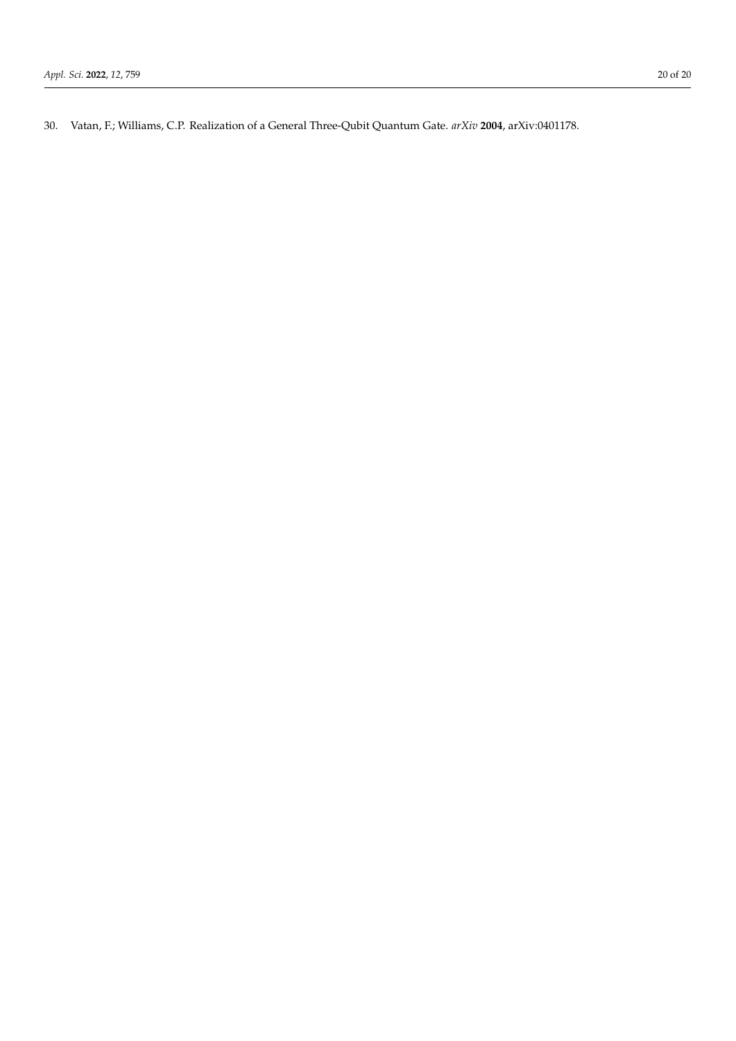30. Vatan, F.; Williams, C.P. Realization of a General Three-Qubit Quantum Gate. *arXiv* **2004**, arXiv:0401178.